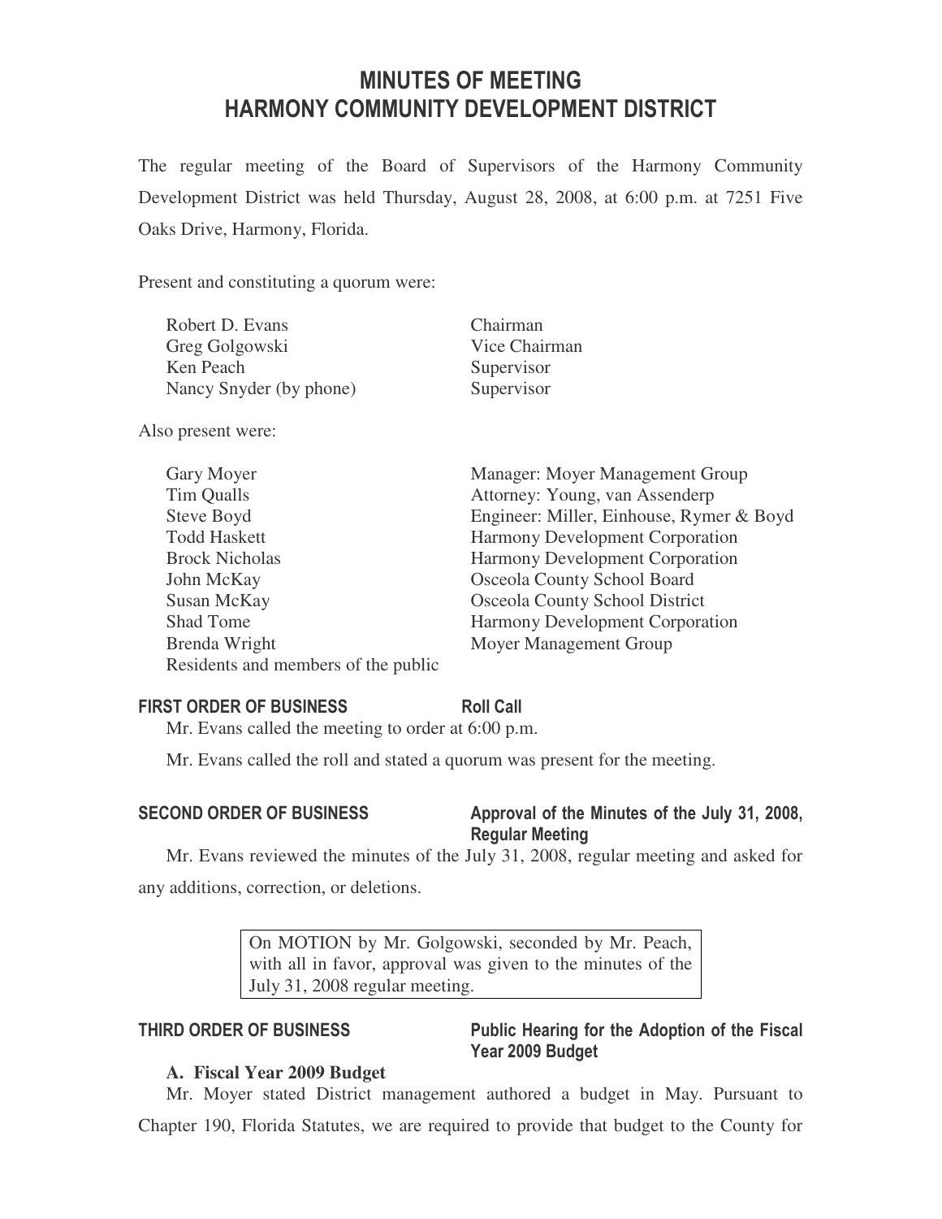# MINUTES OF MEETING
# HARMONY COMMUNITY DEVELOPMENT DISTRICT

The regular meeting of the Board of Supervisors of the Harmony Community Development District was held Thursday, August 28, 2008, at 6:00 p.m. at 7251 Five Oaks Drive, Harmony, Florida.

Present and constituting a quorum were:

| | |
|---|---|
| Robert D. Evans | Chairman |
| Greg Golgowski | Vice Chairman |
| Ken Peach | Supervisor |
| Nancy Snyder (by phone) | Supervisor |

Also present were:

| | |
|---|---|
| Gary Moyer | Manager: Moyer Management Group |
| Tim Qualls | Attorney: Young, van Assenderp |
| Steve Boyd | Engineer: Miller, Einhouse, Rymer & Boyd |
| Todd Haskett | Harmony Development Corporation |
| Brock Nicholas | Harmony Development Corporation |
| John McKay | Osceola County School Board |
| Susan McKay | Osceola County School District |
| Shad Tome | Harmony Development Corporation |
| Brenda Wright | Moyer Management Group |
| Residents and members of the public | |

**FIRST ORDER OF BUSINESS** **Roll Call**

Mr. Evans called the meeting to order at 6:00 p.m.

Mr. Evans called the roll and stated a quorum was present for the meeting.

**SECOND ORDER OF BUSINESS** **Approval of the Minutes of the July 31, 2008, Regular Meeting**

Mr. Evans reviewed the minutes of the July 31, 2008, regular meeting and asked for any additions, correction, or deletions.

> On MOTION by Mr. Golgowski, seconded by Mr. Peach, with all in favor, approval was given to the minutes of the July 31, 2008 regular meeting.

**THIRD ORDER OF BUSINESS** **Public Hearing for the Adoption of the Fiscal Year 2009 Budget**

**A. Fiscal Year 2009 Budget**

Mr. Moyer stated District management authored a budget in May. Pursuant to Chapter 190, Florida Statutes, we are required to provide that budget to the County for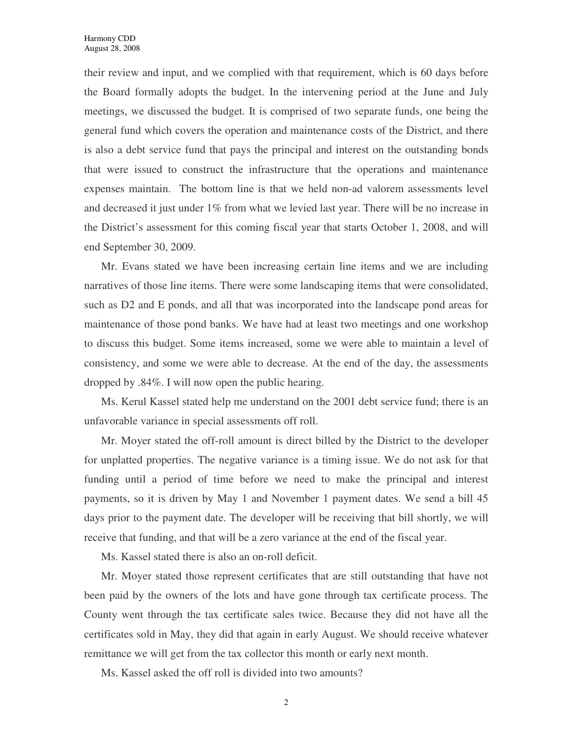their review and input, and we complied with that requirement, which is 60 days before the Board formally adopts the budget. In the intervening period at the June and July meetings, we discussed the budget. It is comprised of two separate funds, one being the general fund which covers the operation and maintenance costs of the District, and there is also a debt service fund that pays the principal and interest on the outstanding bonds that were issued to construct the infrastructure that the operations and maintenance expenses maintain. The bottom line is that we held non-ad valorem assessments level and decreased it just under 1% from what we levied last year. There will be no increase in the District's assessment for this coming fiscal year that starts October 1, 2008, and will end September 30, 2009.

Mr. Evans stated we have been increasing certain line items and we are including narratives of those line items. There were some landscaping items that were consolidated, such as D2 and E ponds, and all that was incorporated into the landscape pond areas for maintenance of those pond banks. We have had at least two meetings and one workshop to discuss this budget. Some items increased, some we were able to maintain a level of consistency, and some we were able to decrease. At the end of the day, the assessments dropped by .84%. I will now open the public hearing.

Ms. Kerul Kassel stated help me understand on the 2001 debt service fund; there is an unfavorable variance in special assessments off roll.

Mr. Moyer stated the off-roll amount is direct billed by the District to the developer for unplatted properties. The negative variance is a timing issue. We do not ask for that funding until a period of time before we need to make the principal and interest payments, so it is driven by May 1 and November 1 payment dates. We send a bill 45 days prior to the payment date. The developer will be receiving that bill shortly, we will receive that funding, and that will be a zero variance at the end of the fiscal year.

Ms. Kassel stated there is also an on-roll deficit.

Mr. Moyer stated those represent certificates that are still outstanding that have not been paid by the owners of the lots and have gone through tax certificate process. The County went through the tax certificate sales twice. Because they did not have all the certificates sold in May, they did that again in early August. We should receive whatever remittance we will get from the tax collector this month or early next month.

Ms. Kassel asked the off roll is divided into two amounts?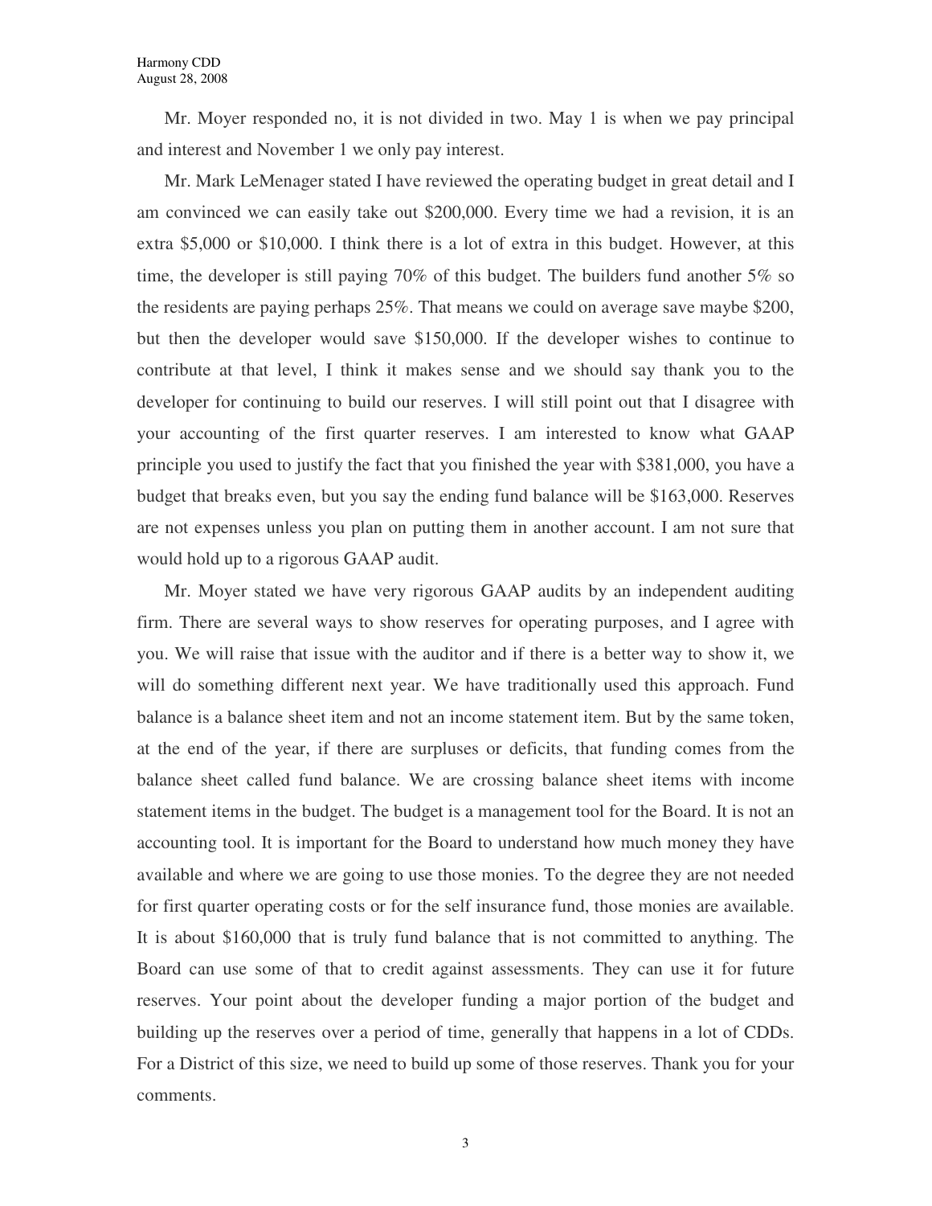Mr. Moyer responded no, it is not divided in two. May 1 is when we pay principal and interest and November 1 we only pay interest.

Mr. Mark LeMenager stated I have reviewed the operating budget in great detail and I am convinced we can easily take out $200,000. Every time we had a revision, it is an extra $5,000 or $10,000. I think there is a lot of extra in this budget. However, at this time, the developer is still paying 70% of this budget. The builders fund another 5% so the residents are paying perhaps 25%. That means we could on average save maybe $200, but then the developer would save $150,000. If the developer wishes to continue to contribute at that level, I think it makes sense and we should say thank you to the developer for continuing to build our reserves. I will still point out that I disagree with your accounting of the first quarter reserves. I am interested to know what GAAP principle you used to justify the fact that you finished the year with $381,000, you have a budget that breaks even, but you say the ending fund balance will be $163,000. Reserves are not expenses unless you plan on putting them in another account. I am not sure that would hold up to a rigorous GAAP audit.

Mr. Moyer stated we have very rigorous GAAP audits by an independent auditing firm. There are several ways to show reserves for operating purposes, and I agree with you. We will raise that issue with the auditor and if there is a better way to show it, we will do something different next year. We have traditionally used this approach. Fund balance is a balance sheet item and not an income statement item. But by the same token, at the end of the year, if there are surpluses or deficits, that funding comes from the balance sheet called fund balance. We are crossing balance sheet items with income statement items in the budget. The budget is a management tool for the Board. It is not an accounting tool. It is important for the Board to understand how much money they have available and where we are going to use those monies. To the degree they are not needed for first quarter operating costs or for the self insurance fund, those monies are available. It is about $160,000 that is truly fund balance that is not committed to anything. The Board can use some of that to credit against assessments. They can use it for future reserves. Your point about the developer funding a major portion of the budget and building up the reserves over a period of time, generally that happens in a lot of CDDs. For a District of this size, we need to build up some of those reserves. Thank you for your comments.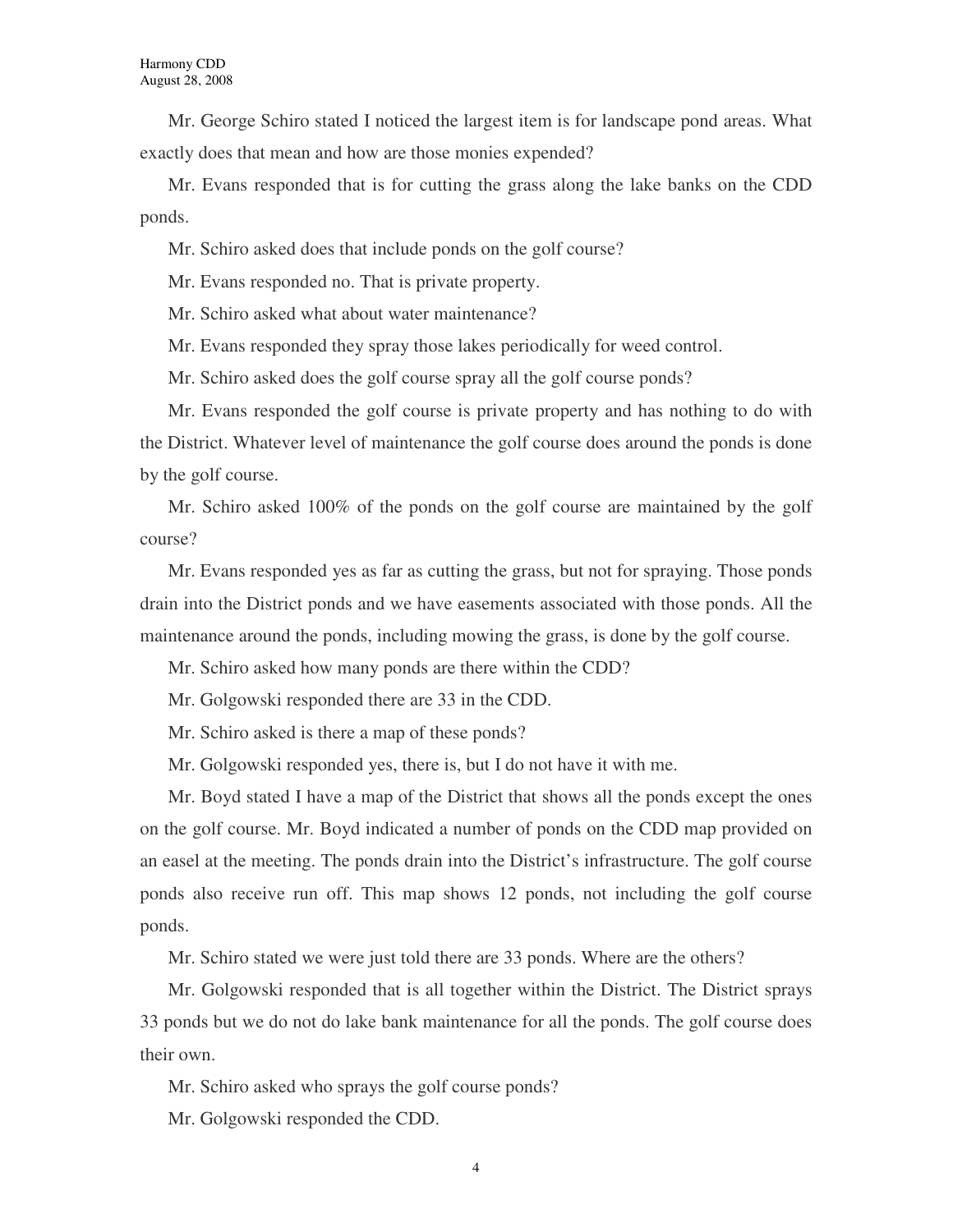Mr. George Schiro stated I noticed the largest item is for landscape pond areas. What exactly does that mean and how are those monies expended?

Mr. Evans responded that is for cutting the grass along the lake banks on the CDD ponds.

Mr. Schiro asked does that include ponds on the golf course?

Mr. Evans responded no. That is private property.

Mr. Schiro asked what about water maintenance?

Mr. Evans responded they spray those lakes periodically for weed control.

Mr. Schiro asked does the golf course spray all the golf course ponds?

Mr. Evans responded the golf course is private property and has nothing to do with the District. Whatever level of maintenance the golf course does around the ponds is done by the golf course.

Mr. Schiro asked 100% of the ponds on the golf course are maintained by the golf course?

Mr. Evans responded yes as far as cutting the grass, but not for spraying. Those ponds drain into the District ponds and we have easements associated with those ponds. All the maintenance around the ponds, including mowing the grass, is done by the golf course.

Mr. Schiro asked how many ponds are there within the CDD?

Mr. Golgowski responded there are 33 in the CDD.

Mr. Schiro asked is there a map of these ponds?

Mr. Golgowski responded yes, there is, but I do not have it with me.

Mr. Boyd stated I have a map of the District that shows all the ponds except the ones on the golf course. Mr. Boyd indicated a number of ponds on the CDD map provided on an easel at the meeting. The ponds drain into the District's infrastructure. The golf course ponds also receive run off. This map shows 12 ponds, not including the golf course ponds.

Mr. Schiro stated we were just told there are 33 ponds. Where are the others?

Mr. Golgowski responded that is all together within the District. The District sprays 33 ponds but we do not do lake bank maintenance for all the ponds. The golf course does their own.

Mr. Schiro asked who sprays the golf course ponds?

Mr. Golgowski responded the CDD.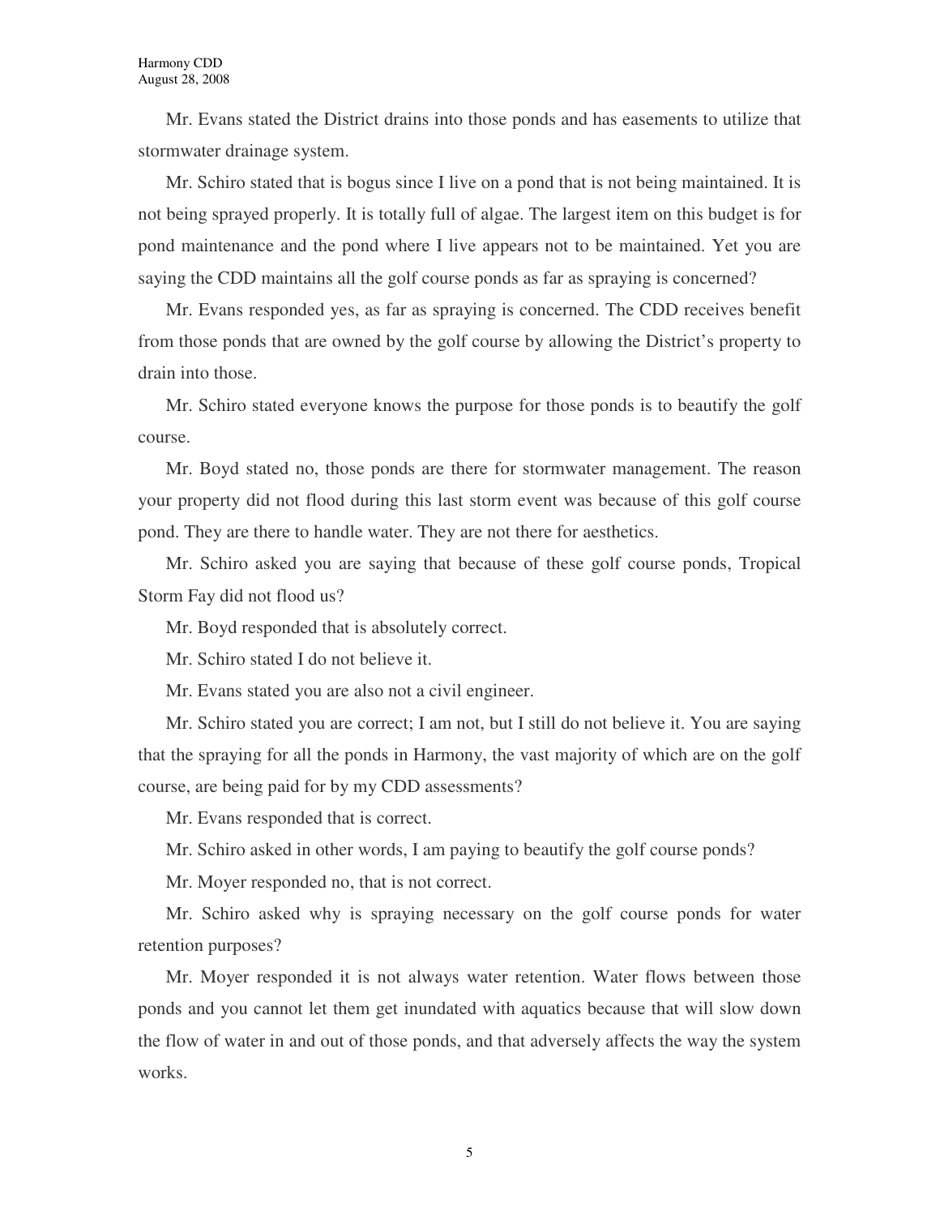Mr. Evans stated the District drains into those ponds and has easements to utilize that stormwater drainage system.

Mr. Schiro stated that is bogus since I live on a pond that is not being maintained. It is not being sprayed properly. It is totally full of algae. The largest item on this budget is for pond maintenance and the pond where I live appears not to be maintained. Yet you are saying the CDD maintains all the golf course ponds as far as spraying is concerned?

Mr. Evans responded yes, as far as spraying is concerned. The CDD receives benefit from those ponds that are owned by the golf course by allowing the District's property to drain into those.

Mr. Schiro stated everyone knows the purpose for those ponds is to beautify the golf course.

Mr. Boyd stated no, those ponds are there for stormwater management. The reason your property did not flood during this last storm event was because of this golf course pond. They are there to handle water. They are not there for aesthetics.

Mr. Schiro asked you are saying that because of these golf course ponds, Tropical Storm Fay did not flood us?

Mr. Boyd responded that is absolutely correct.

Mr. Schiro stated I do not believe it.

Mr. Evans stated you are also not a civil engineer.

Mr. Schiro stated you are correct; I am not, but I still do not believe it. You are saying that the spraying for all the ponds in Harmony, the vast majority of which are on the golf course, are being paid for by my CDD assessments?

Mr. Evans responded that is correct.

Mr. Schiro asked in other words, I am paying to beautify the golf course ponds?

Mr. Moyer responded no, that is not correct.

Mr. Schiro asked why is spraying necessary on the golf course ponds for water retention purposes?

Mr. Moyer responded it is not always water retention. Water flows between those ponds and you cannot let them get inundated with aquatics because that will slow down the flow of water in and out of those ponds, and that adversely affects the way the system works.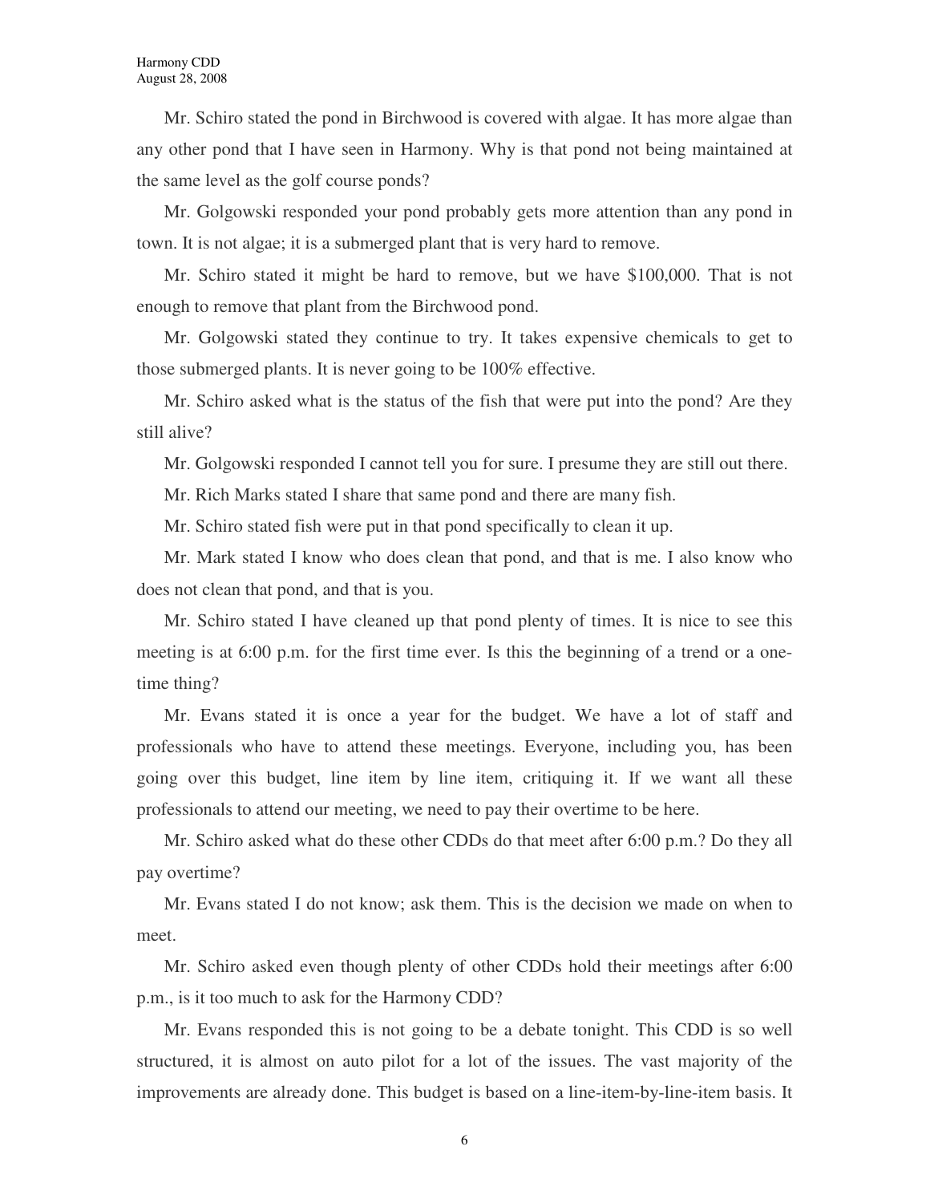Mr. Schiro stated the pond in Birchwood is covered with algae. It has more algae than any other pond that I have seen in Harmony. Why is that pond not being maintained at the same level as the golf course ponds?

Mr. Golgowski responded your pond probably gets more attention than any pond in town. It is not algae; it is a submerged plant that is very hard to remove.

Mr. Schiro stated it might be hard to remove, but we have $100,000. That is not enough to remove that plant from the Birchwood pond.

Mr. Golgowski stated they continue to try. It takes expensive chemicals to get to those submerged plants. It is never going to be 100% effective.

Mr. Schiro asked what is the status of the fish that were put into the pond? Are they still alive?

Mr. Golgowski responded I cannot tell you for sure. I presume they are still out there.

Mr. Rich Marks stated I share that same pond and there are many fish.

Mr. Schiro stated fish were put in that pond specifically to clean it up.

Mr. Mark stated I know who does clean that pond, and that is me. I also know who does not clean that pond, and that is you.

Mr. Schiro stated I have cleaned up that pond plenty of times. It is nice to see this meeting is at 6:00 p.m. for the first time ever. Is this the beginning of a trend or a one-time thing?

Mr. Evans stated it is once a year for the budget. We have a lot of staff and professionals who have to attend these meetings. Everyone, including you, has been going over this budget, line item by line item, critiquing it. If we want all these professionals to attend our meeting, we need to pay their overtime to be here.

Mr. Schiro asked what do these other CDDs do that meet after 6:00 p.m.? Do they all pay overtime?

Mr. Evans stated I do not know; ask them. This is the decision we made on when to meet.

Mr. Schiro asked even though plenty of other CDDs hold their meetings after 6:00 p.m., is it too much to ask for the Harmony CDD?

Mr. Evans responded this is not going to be a debate tonight. This CDD is so well structured, it is almost on auto pilot for a lot of the issues. The vast majority of the improvements are already done. This budget is based on a line-item-by-line-item basis. It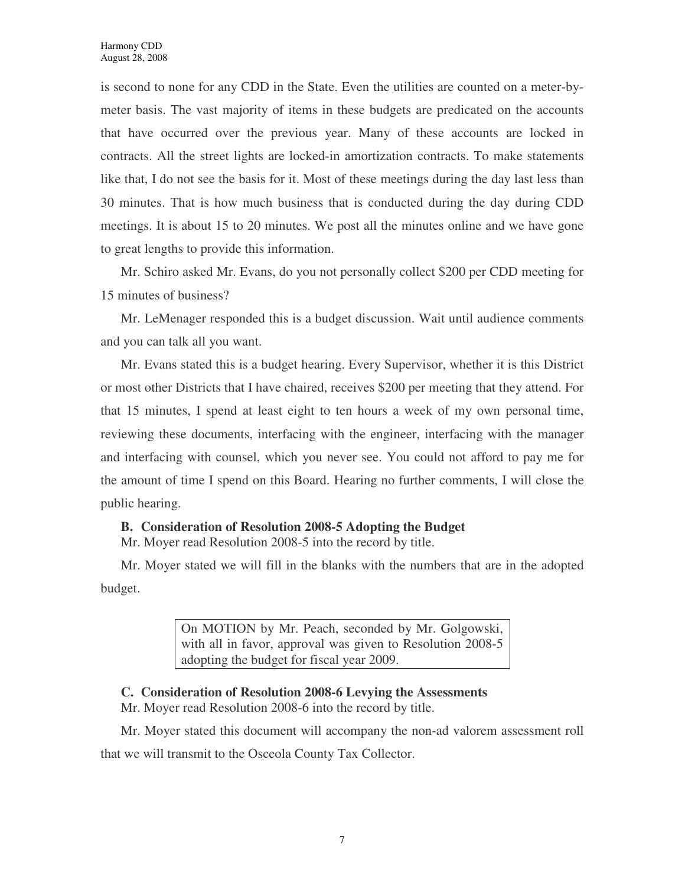is second to none for any CDD in the State. Even the utilities are counted on a meter-by-meter basis. The vast majority of items in these budgets are predicated on the accounts that have occurred over the previous year. Many of these accounts are locked in contracts. All the street lights are locked-in amortization contracts. To make statements like that, I do not see the basis for it. Most of these meetings during the day last less than 30 minutes. That is how much business that is conducted during the day during CDD meetings. It is about 15 to 20 minutes. We post all the minutes online and we have gone to great lengths to provide this information.

Mr. Schiro asked Mr. Evans, do you not personally collect $200 per CDD meeting for 15 minutes of business?

Mr. LeMenager responded this is a budget discussion. Wait until audience comments and you can talk all you want.

Mr. Evans stated this is a budget hearing. Every Supervisor, whether it is this District or most other Districts that I have chaired, receives $200 per meeting that they attend. For that 15 minutes, I spend at least eight to ten hours a week of my own personal time, reviewing these documents, interfacing with the engineer, interfacing with the manager and interfacing with counsel, which you never see. You could not afford to pay me for the amount of time I spend on this Board. Hearing no further comments, I will close the public hearing.

**B. Consideration of Resolution 2008-5 Adopting the Budget**

Mr. Moyer read Resolution 2008-5 into the record by title.

Mr. Moyer stated we will fill in the blanks with the numbers that are in the adopted budget.

> On MOTION by Mr. Peach, seconded by Mr. Golgowski, with all in favor, approval was given to Resolution 2008-5 adopting the budget for fiscal year 2009.

**C. Consideration of Resolution 2008-6 Levying the Assessments**

Mr. Moyer read Resolution 2008-6 into the record by title.

Mr. Moyer stated this document will accompany the non-ad valorem assessment roll that we will transmit to the Osceola County Tax Collector.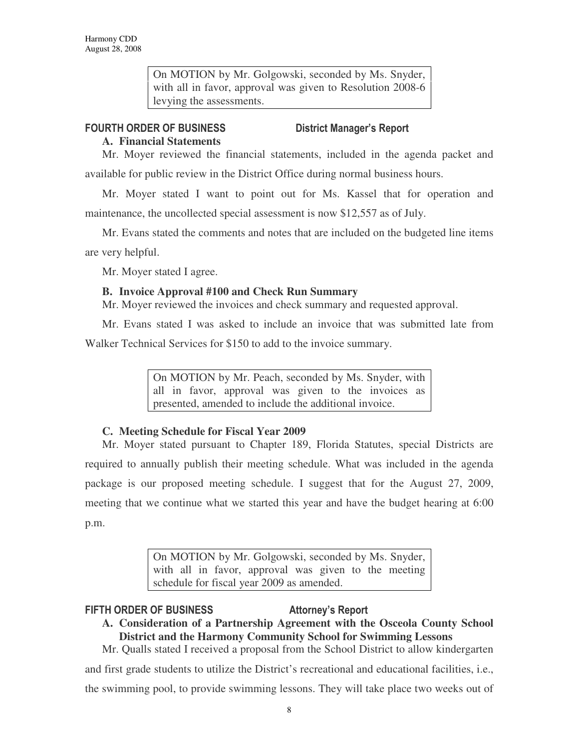On MOTION by Mr. Golgowski, seconded by Ms. Snyder, with all in favor, approval was given to Resolution 2008-6 levying the assessments.

## FOURTH ORDER OF BUSINESS District Manager's Report

### A. Financial Statements

Mr. Moyer reviewed the financial statements, included in the agenda packet and available for public review in the District Office during normal business hours.

Mr. Moyer stated I want to point out for Ms. Kassel that for operation and maintenance, the uncollected special assessment is now $12,557 as of July.

Mr. Evans stated the comments and notes that are included on the budgeted line items are very helpful.

Mr. Moyer stated I agree.

### B. Invoice Approval #100 and Check Run Summary

Mr. Moyer reviewed the invoices and check summary and requested approval.

Mr. Evans stated I was asked to include an invoice that was submitted late from Walker Technical Services for $150 to add to the invoice summary.

On MOTION by Mr. Peach, seconded by Ms. Snyder, with all in favor, approval was given to the invoices as presented, amended to include the additional invoice.

### C. Meeting Schedule for Fiscal Year 2009

Mr. Moyer stated pursuant to Chapter 189, Florida Statutes, special Districts are required to annually publish their meeting schedule. What was included in the agenda package is our proposed meeting schedule. I suggest that for the August 27, 2009, meeting that we continue what we started this year and have the budget hearing at 6:00 p.m.

On MOTION by Mr. Golgowski, seconded by Ms. Snyder, with all in favor, approval was given to the meeting schedule for fiscal year 2009 as amended.

## FIFTH ORDER OF BUSINESS Attorney's Report

### A. Consideration of a Partnership Agreement with the Osceola County School District and the Harmony Community School for Swimming Lessons

Mr. Qualls stated I received a proposal from the School District to allow kindergarten and first grade students to utilize the District's recreational and educational facilities, i.e., the swimming pool, to provide swimming lessons. They will take place two weeks out of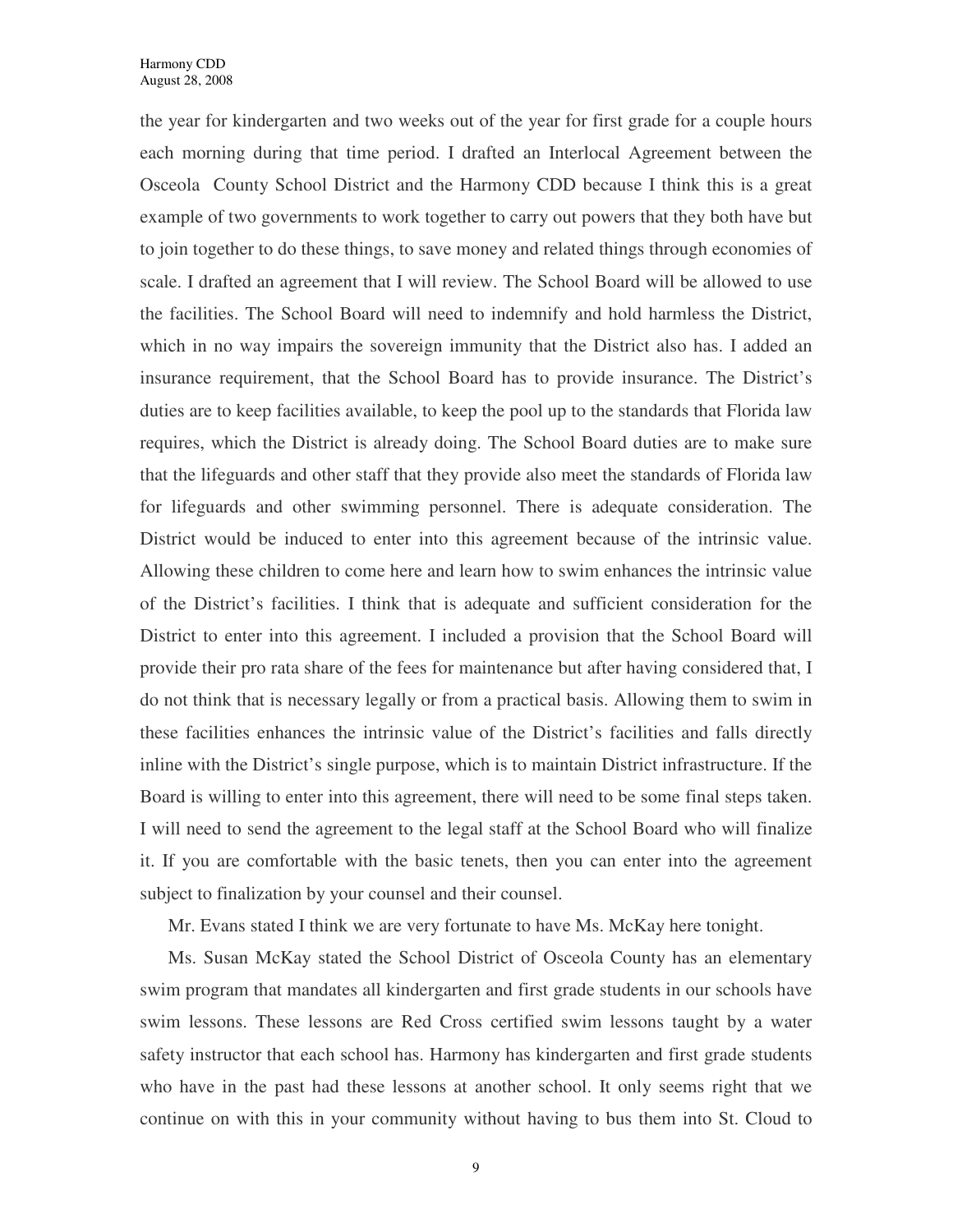the year for kindergarten and two weeks out of the year for first grade for a couple hours each morning during that time period. I drafted an Interlocal Agreement between the Osceola County School District and the Harmony CDD because I think this is a great example of two governments to work together to carry out powers that they both have but to join together to do these things, to save money and related things through economies of scale. I drafted an agreement that I will review. The School Board will be allowed to use the facilities. The School Board will need to indemnify and hold harmless the District, which in no way impairs the sovereign immunity that the District also has. I added an insurance requirement, that the School Board has to provide insurance. The District's duties are to keep facilities available, to keep the pool up to the standards that Florida law requires, which the District is already doing. The School Board duties are to make sure that the lifeguards and other staff that they provide also meet the standards of Florida law for lifeguards and other swimming personnel. There is adequate consideration. The District would be induced to enter into this agreement because of the intrinsic value. Allowing these children to come here and learn how to swim enhances the intrinsic value of the District's facilities. I think that is adequate and sufficient consideration for the District to enter into this agreement. I included a provision that the School Board will provide their pro rata share of the fees for maintenance but after having considered that, I do not think that is necessary legally or from a practical basis. Allowing them to swim in these facilities enhances the intrinsic value of the District's facilities and falls directly inline with the District's single purpose, which is to maintain District infrastructure. If the Board is willing to enter into this agreement, there will need to be some final steps taken. I will need to send the agreement to the legal staff at the School Board who will finalize it. If you are comfortable with the basic tenets, then you can enter into the agreement subject to finalization by your counsel and their counsel.

Mr. Evans stated I think we are very fortunate to have Ms. McKay here tonight.

Ms. Susan McKay stated the School District of Osceola County has an elementary swim program that mandates all kindergarten and first grade students in our schools have swim lessons. These lessons are Red Cross certified swim lessons taught by a water safety instructor that each school has. Harmony has kindergarten and first grade students who have in the past had these lessons at another school. It only seems right that we continue on with this in your community without having to bus them into St. Cloud to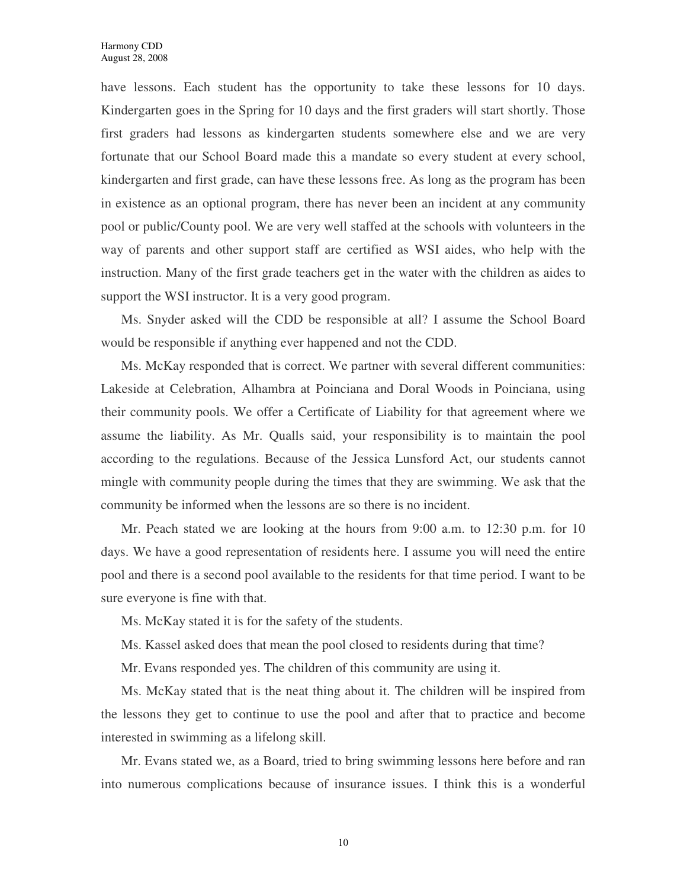have lessons. Each student has the opportunity to take these lessons for 10 days. Kindergarten goes in the Spring for 10 days and the first graders will start shortly. Those first graders had lessons as kindergarten students somewhere else and we are very fortunate that our School Board made this a mandate so every student at every school, kindergarten and first grade, can have these lessons free. As long as the program has been in existence as an optional program, there has never been an incident at any community pool or public/County pool. We are very well staffed at the schools with volunteers in the way of parents and other support staff are certified as WSI aides, who help with the instruction. Many of the first grade teachers get in the water with the children as aides to support the WSI instructor. It is a very good program.

Ms. Snyder asked will the CDD be responsible at all? I assume the School Board would be responsible if anything ever happened and not the CDD.

Ms. McKay responded that is correct. We partner with several different communities: Lakeside at Celebration, Alhambra at Poinciana and Doral Woods in Poinciana, using their community pools. We offer a Certificate of Liability for that agreement where we assume the liability. As Mr. Qualls said, your responsibility is to maintain the pool according to the regulations. Because of the Jessica Lunsford Act, our students cannot mingle with community people during the times that they are swimming. We ask that the community be informed when the lessons are so there is no incident.

Mr. Peach stated we are looking at the hours from 9:00 a.m. to 12:30 p.m. for 10 days. We have a good representation of residents here. I assume you will need the entire pool and there is a second pool available to the residents for that time period. I want to be sure everyone is fine with that.

Ms. McKay stated it is for the safety of the students.

Ms. Kassel asked does that mean the pool closed to residents during that time?

Mr. Evans responded yes. The children of this community are using it.

Ms. McKay stated that is the neat thing about it. The children will be inspired from the lessons they get to continue to use the pool and after that to practice and become interested in swimming as a lifelong skill.

Mr. Evans stated we, as a Board, tried to bring swimming lessons here before and ran into numerous complications because of insurance issues. I think this is a wonderful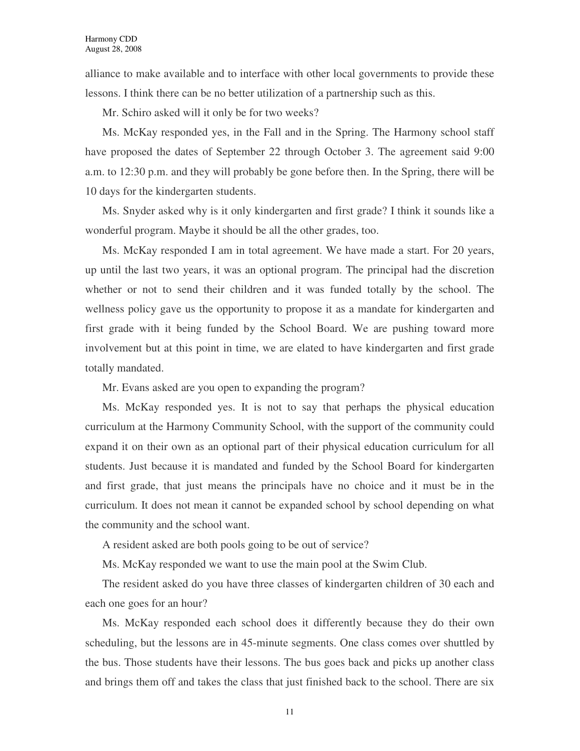alliance to make available and to interface with other local governments to provide these lessons. I think there can be no better utilization of a partnership such as this.

Mr. Schiro asked will it only be for two weeks?

Ms. McKay responded yes, in the Fall and in the Spring. The Harmony school staff have proposed the dates of September 22 through October 3. The agreement said 9:00 a.m. to 12:30 p.m. and they will probably be gone before then. In the Spring, there will be 10 days for the kindergarten students.

Ms. Snyder asked why is it only kindergarten and first grade? I think it sounds like a wonderful program. Maybe it should be all the other grades, too.

Ms. McKay responded I am in total agreement. We have made a start. For 20 years, up until the last two years, it was an optional program. The principal had the discretion whether or not to send their children and it was funded totally by the school. The wellness policy gave us the opportunity to propose it as a mandate for kindergarten and first grade with it being funded by the School Board. We are pushing toward more involvement but at this point in time, we are elated to have kindergarten and first grade totally mandated.

Mr. Evans asked are you open to expanding the program?

Ms. McKay responded yes. It is not to say that perhaps the physical education curriculum at the Harmony Community School, with the support of the community could expand it on their own as an optional part of their physical education curriculum for all students. Just because it is mandated and funded by the School Board for kindergarten and first grade, that just means the principals have no choice and it must be in the curriculum. It does not mean it cannot be expanded school by school depending on what the community and the school want.

A resident asked are both pools going to be out of service?

Ms. McKay responded we want to use the main pool at the Swim Club.

The resident asked do you have three classes of kindergarten children of 30 each and each one goes for an hour?

Ms. McKay responded each school does it differently because they do their own scheduling, but the lessons are in 45-minute segments. One class comes over shuttled by the bus. Those students have their lessons. The bus goes back and picks up another class and brings them off and takes the class that just finished back to the school. There are six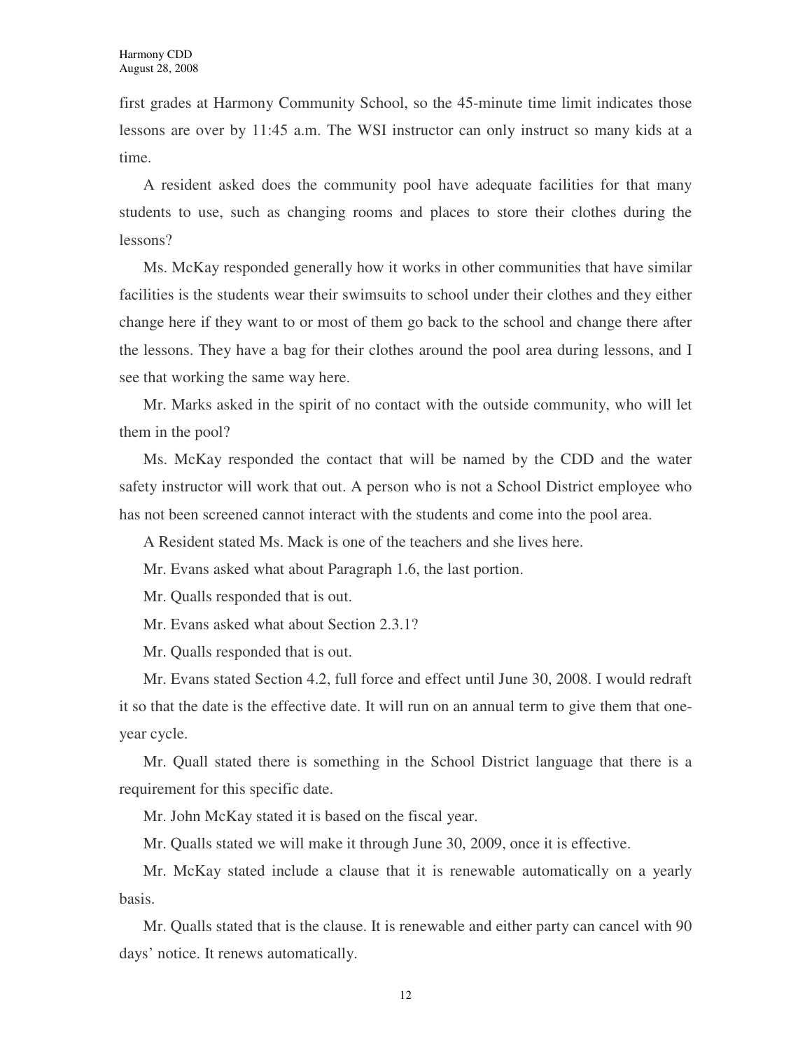first grades at Harmony Community School, so the 45-minute time limit indicates those lessons are over by 11:45 a.m. The WSI instructor can only instruct so many kids at a time.

A resident asked does the community pool have adequate facilities for that many students to use, such as changing rooms and places to store their clothes during the lessons?

Ms. McKay responded generally how it works in other communities that have similar facilities is the students wear their swimsuits to school under their clothes and they either change here if they want to or most of them go back to the school and change there after the lessons. They have a bag for their clothes around the pool area during lessons, and I see that working the same way here.

Mr. Marks asked in the spirit of no contact with the outside community, who will let them in the pool?

Ms. McKay responded the contact that will be named by the CDD and the water safety instructor will work that out. A person who is not a School District employee who has not been screened cannot interact with the students and come into the pool area.

A Resident stated Ms. Mack is one of the teachers and she lives here.

Mr. Evans asked what about Paragraph 1.6, the last portion.

Mr. Qualls responded that is out.

Mr. Evans asked what about Section 2.3.1?

Mr. Qualls responded that is out.

Mr. Evans stated Section 4.2, full force and effect until June 30, 2008. I would redraft it so that the date is the effective date. It will run on an annual term to give them that one-year cycle.

Mr. Quall stated there is something in the School District language that there is a requirement for this specific date.

Mr. John McKay stated it is based on the fiscal year.

Mr. Qualls stated we will make it through June 30, 2009, once it is effective.

Mr. McKay stated include a clause that it is renewable automatically on a yearly basis.

Mr. Qualls stated that is the clause. It is renewable and either party can cancel with 90 days' notice. It renews automatically.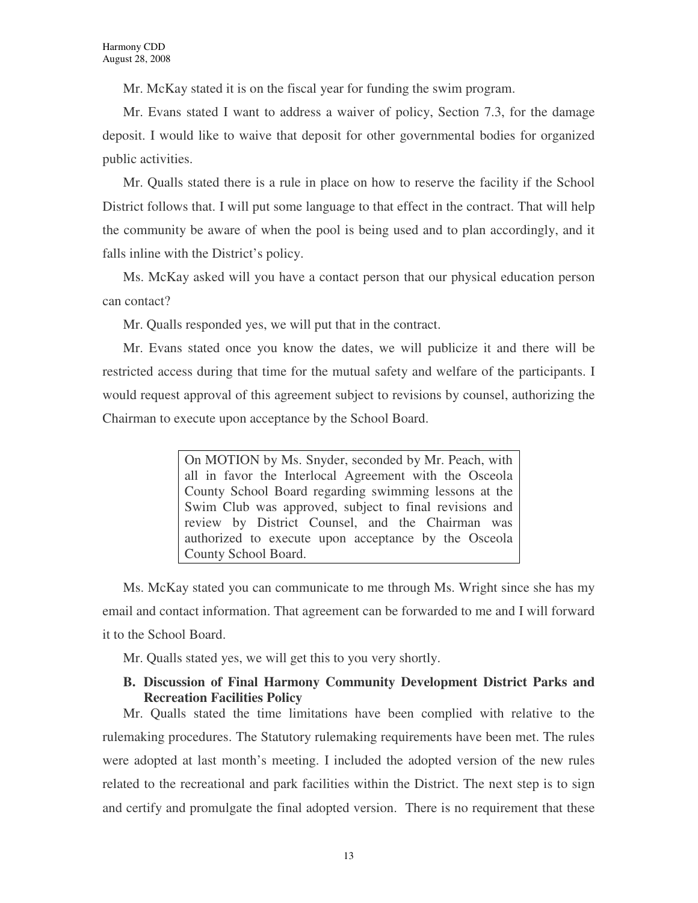Mr. McKay stated it is on the fiscal year for funding the swim program.

Mr. Evans stated I want to address a waiver of policy, Section 7.3, for the damage deposit. I would like to waive that deposit for other governmental bodies for organized public activities.

Mr. Qualls stated there is a rule in place on how to reserve the facility if the School District follows that. I will put some language to that effect in the contract. That will help the community be aware of when the pool is being used and to plan accordingly, and it falls inline with the District's policy.

Ms. McKay asked will you have a contact person that our physical education person can contact?

Mr. Qualls responded yes, we will put that in the contract.

Mr. Evans stated once you know the dates, we will publicize it and there will be restricted access during that time for the mutual safety and welfare of the participants. I would request approval of this agreement subject to revisions by counsel, authorizing the Chairman to execute upon acceptance by the School Board.

> On MOTION by Ms. Snyder, seconded by Mr. Peach, with all in favor the Interlocal Agreement with the Osceola County School Board regarding swimming lessons at the Swim Club was approved, subject to final revisions and review by District Counsel, and the Chairman was authorized to execute upon acceptance by the Osceola County School Board.

Ms. McKay stated you can communicate to me through Ms. Wright since she has my email and contact information. That agreement can be forwarded to me and I will forward it to the School Board.

Mr. Qualls stated yes, we will get this to you very shortly.

**B. Discussion of Final Harmony Community Development District Parks and Recreation Facilities Policy**

Mr. Qualls stated the time limitations have been complied with relative to the rulemaking procedures. The Statutory rulemaking requirements have been met. The rules were adopted at last month's meeting. I included the adopted version of the new rules related to the recreational and park facilities within the District. The next step is to sign and certify and promulgate the final adopted version. There is no requirement that these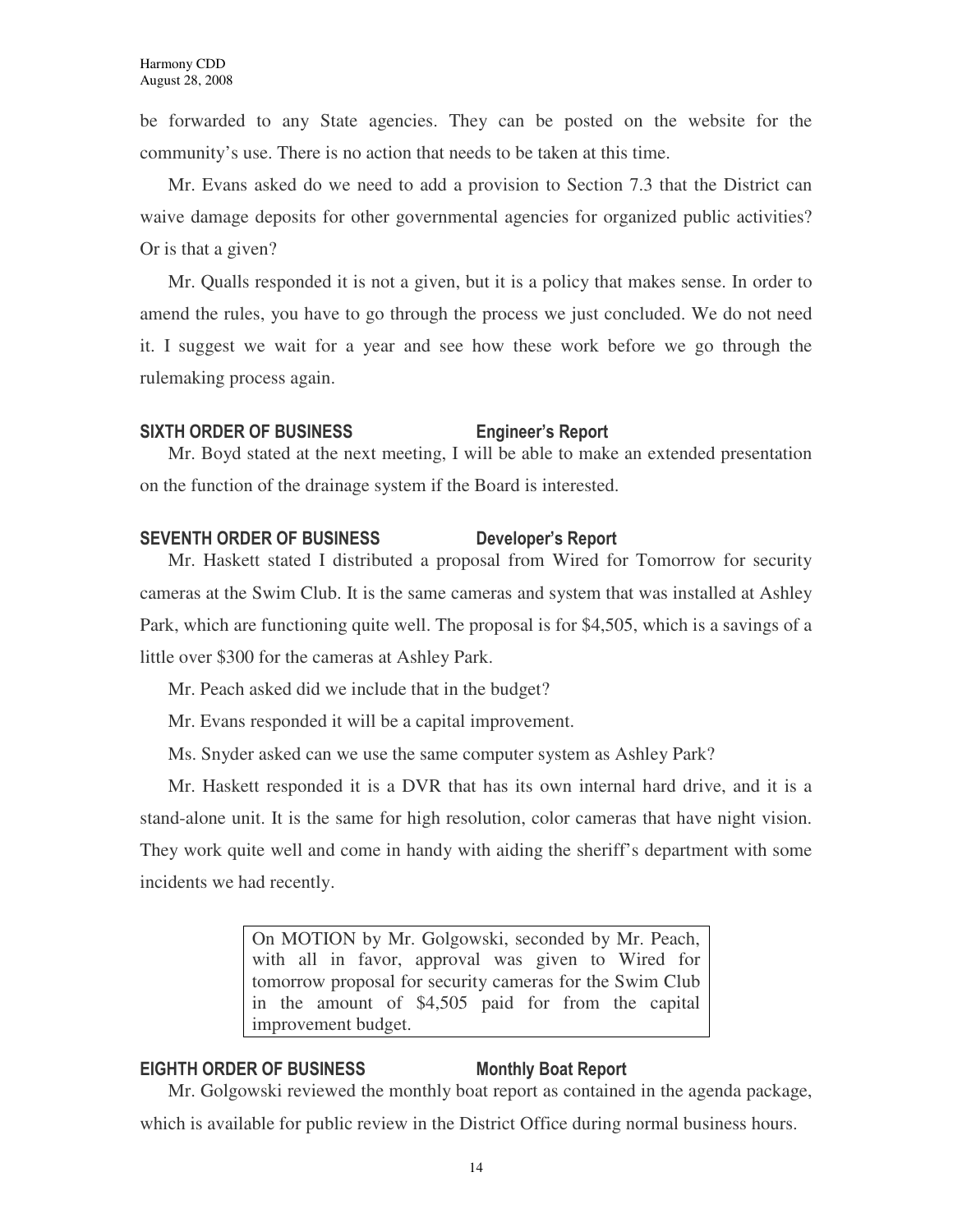be forwarded to any State agencies. They can be posted on the website for the community's use. There is no action that needs to be taken at this time.

Mr. Evans asked do we need to add a provision to Section 7.3 that the District can waive damage deposits for other governmental agencies for organized public activities? Or is that a given?

Mr. Qualls responded it is not a given, but it is a policy that makes sense. In order to amend the rules, you have to go through the process we just concluded. We do not need it. I suggest we wait for a year and see how these work before we go through the rulemaking process again.

## SIXTH ORDER OF BUSINESS Engineer's Report

Mr. Boyd stated at the next meeting, I will be able to make an extended presentation on the function of the drainage system if the Board is interested.

## SEVENTH ORDER OF BUSINESS Developer's Report

Mr. Haskett stated I distributed a proposal from Wired for Tomorrow for security cameras at the Swim Club. It is the same cameras and system that was installed at Ashley Park, which are functioning quite well. The proposal is for $4,505, which is a savings of a little over $300 for the cameras at Ashley Park.

Mr. Peach asked did we include that in the budget?

Mr. Evans responded it will be a capital improvement.

Ms. Snyder asked can we use the same computer system as Ashley Park?

Mr. Haskett responded it is a DVR that has its own internal hard drive, and it is a stand-alone unit. It is the same for high resolution, color cameras that have night vision. They work quite well and come in handy with aiding the sheriff's department with some incidents we had recently.

> On MOTION by Mr. Golgowski, seconded by Mr. Peach, with all in favor, approval was given to Wired for tomorrow proposal for security cameras for the Swim Club in the amount of $4,505 paid for from the capital improvement budget.

## EIGHTH ORDER OF BUSINESS Monthly Boat Report

Mr. Golgowski reviewed the monthly boat report as contained in the agenda package, which is available for public review in the District Office during normal business hours.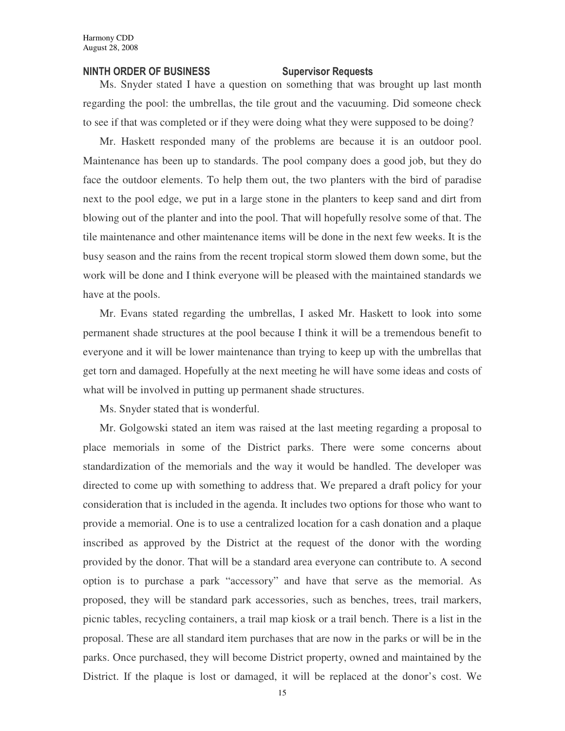## NINTH ORDER OF BUSINESS Supervisor Requests

Ms. Snyder stated I have a question on something that was brought up last month regarding the pool: the umbrellas, the tile grout and the vacuuming. Did someone check to see if that was completed or if they were doing what they were supposed to be doing?

Mr. Haskett responded many of the problems are because it is an outdoor pool. Maintenance has been up to standards. The pool company does a good job, but they do face the outdoor elements. To help them out, the two planters with the bird of paradise next to the pool edge, we put in a large stone in the planters to keep sand and dirt from blowing out of the planter and into the pool. That will hopefully resolve some of that. The tile maintenance and other maintenance items will be done in the next few weeks. It is the busy season and the rains from the recent tropical storm slowed them down some, but the work will be done and I think everyone will be pleased with the maintained standards we have at the pools.

Mr. Evans stated regarding the umbrellas, I asked Mr. Haskett to look into some permanent shade structures at the pool because I think it will be a tremendous benefit to everyone and it will be lower maintenance than trying to keep up with the umbrellas that get torn and damaged. Hopefully at the next meeting he will have some ideas and costs of what will be involved in putting up permanent shade structures.

Ms. Snyder stated that is wonderful.

Mr. Golgowski stated an item was raised at the last meeting regarding a proposal to place memorials in some of the District parks. There were some concerns about standardization of the memorials and the way it would be handled. The developer was directed to come up with something to address that. We prepared a draft policy for your consideration that is included in the agenda. It includes two options for those who want to provide a memorial. One is to use a centralized location for a cash donation and a plaque inscribed as approved by the District at the request of the donor with the wording provided by the donor. That will be a standard area everyone can contribute to. A second option is to purchase a park "accessory" and have that serve as the memorial. As proposed, they will be standard park accessories, such as benches, trees, trail markers, picnic tables, recycling containers, a trail map kiosk or a trail bench. There is a list in the proposal. These are all standard item purchases that are now in the parks or will be in the parks. Once purchased, they will become District property, owned and maintained by the District. If the plaque is lost or damaged, it will be replaced at the donor's cost. We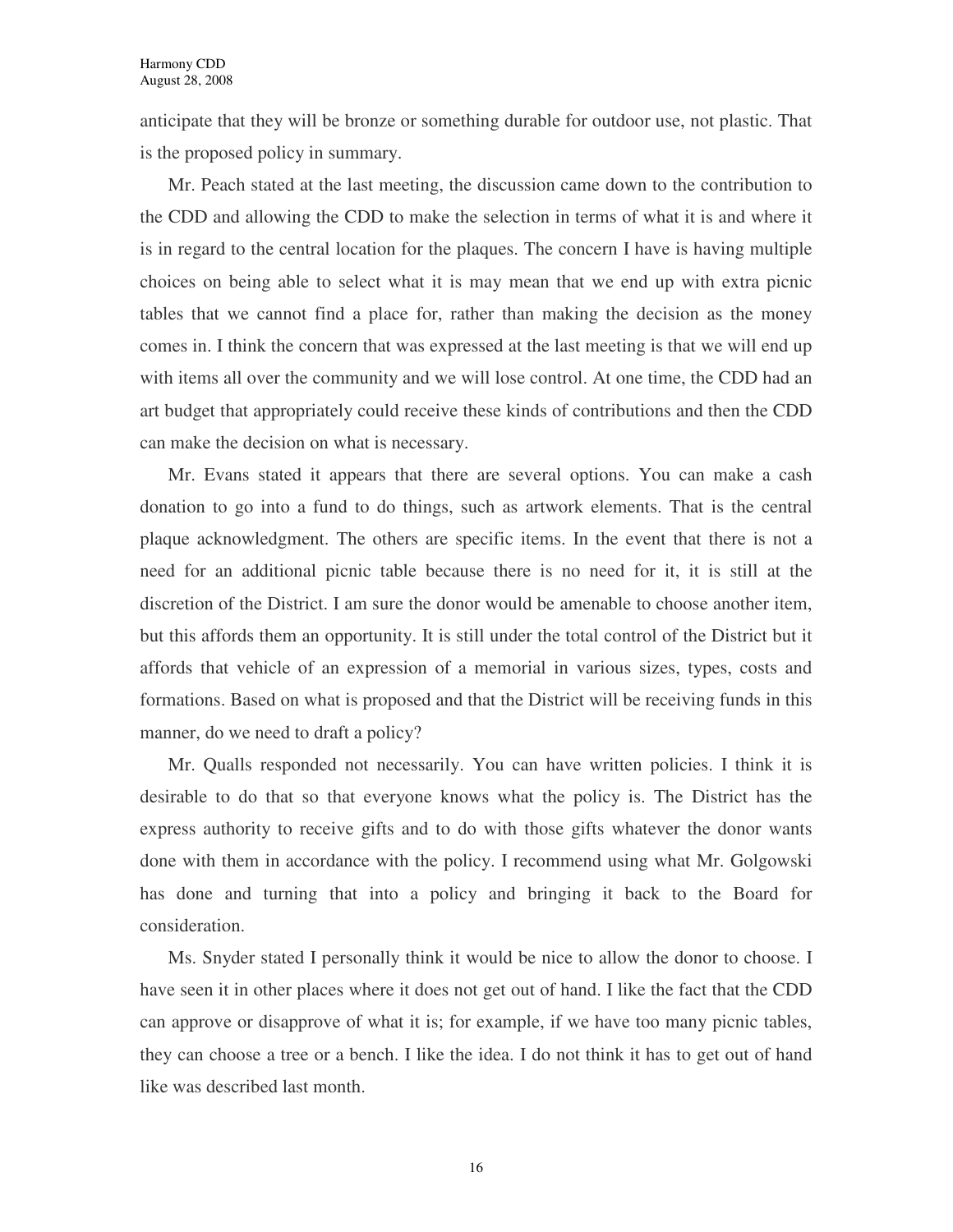anticipate that they will be bronze or something durable for outdoor use, not plastic. That is the proposed policy in summary.

Mr. Peach stated at the last meeting, the discussion came down to the contribution to the CDD and allowing the CDD to make the selection in terms of what it is and where it is in regard to the central location for the plaques. The concern I have is having multiple choices on being able to select what it is may mean that we end up with extra picnic tables that we cannot find a place for, rather than making the decision as the money comes in. I think the concern that was expressed at the last meeting is that we will end up with items all over the community and we will lose control. At one time, the CDD had an art budget that appropriately could receive these kinds of contributions and then the CDD can make the decision on what is necessary.

Mr. Evans stated it appears that there are several options. You can make a cash donation to go into a fund to do things, such as artwork elements. That is the central plaque acknowledgment. The others are specific items. In the event that there is not a need for an additional picnic table because there is no need for it, it is still at the discretion of the District. I am sure the donor would be amenable to choose another item, but this affords them an opportunity. It is still under the total control of the District but it affords that vehicle of an expression of a memorial in various sizes, types, costs and formations. Based on what is proposed and that the District will be receiving funds in this manner, do we need to draft a policy?

Mr. Qualls responded not necessarily. You can have written policies. I think it is desirable to do that so that everyone knows what the policy is. The District has the express authority to receive gifts and to do with those gifts whatever the donor wants done with them in accordance with the policy. I recommend using what Mr. Golgowski has done and turning that into a policy and bringing it back to the Board for consideration.

Ms. Snyder stated I personally think it would be nice to allow the donor to choose. I have seen it in other places where it does not get out of hand. I like the fact that the CDD can approve or disapprove of what it is; for example, if we have too many picnic tables, they can choose a tree or a bench. I like the idea. I do not think it has to get out of hand like was described last month.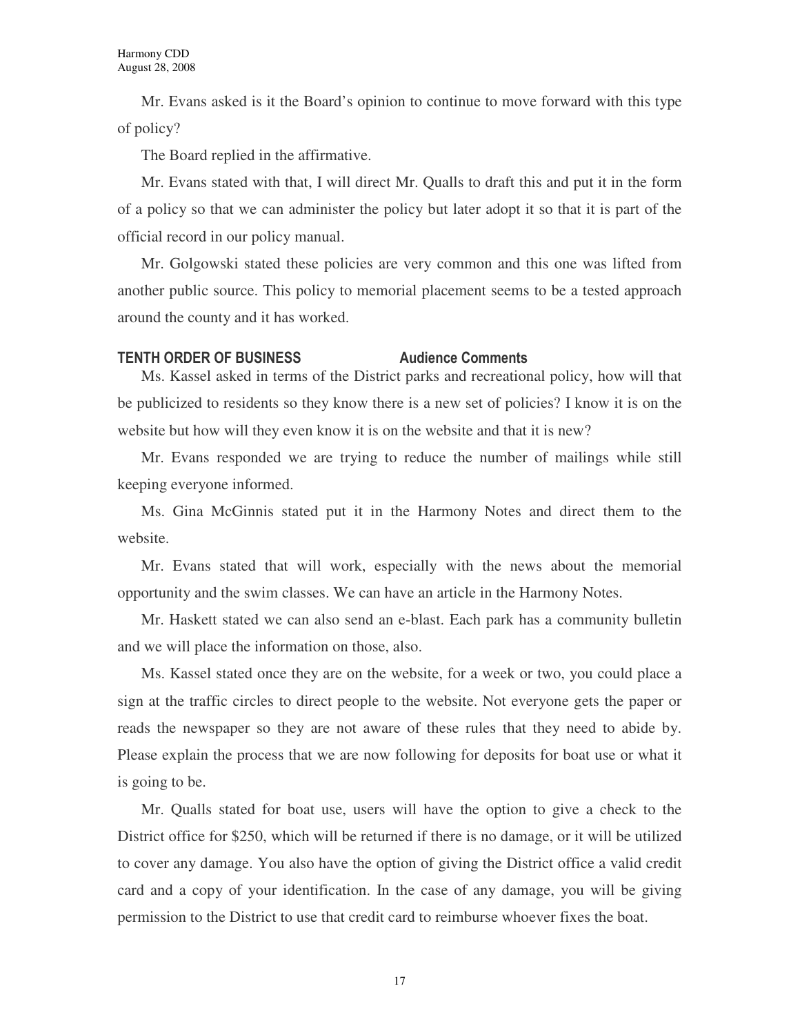Mr. Evans asked is it the Board's opinion to continue to move forward with this type of policy?

The Board replied in the affirmative.

Mr. Evans stated with that, I will direct Mr. Qualls to draft this and put it in the form of a policy so that we can administer the policy but later adopt it so that it is part of the official record in our policy manual.

Mr. Golgowski stated these policies are very common and this one was lifted from another public source. This policy to memorial placement seems to be a tested approach around the county and it has worked.

**TENTH ORDER OF BUSINESS** **Audience Comments**

Ms. Kassel asked in terms of the District parks and recreational policy, how will that be publicized to residents so they know there is a new set of policies? I know it is on the website but how will they even know it is on the website and that it is new?

Mr. Evans responded we are trying to reduce the number of mailings while still keeping everyone informed.

Ms. Gina McGinnis stated put it in the Harmony Notes and direct them to the website.

Mr. Evans stated that will work, especially with the news about the memorial opportunity and the swim classes. We can have an article in the Harmony Notes.

Mr. Haskett stated we can also send an e-blast. Each park has a community bulletin and we will place the information on those, also.

Ms. Kassel stated once they are on the website, for a week or two, you could place a sign at the traffic circles to direct people to the website. Not everyone gets the paper or reads the newspaper so they are not aware of these rules that they need to abide by. Please explain the process that we are now following for deposits for boat use or what it is going to be.

Mr. Qualls stated for boat use, users will have the option to give a check to the District office for $250, which will be returned if there is no damage, or it will be utilized to cover any damage. You also have the option of giving the District office a valid credit card and a copy of your identification. In the case of any damage, you will be giving permission to the District to use that credit card to reimburse whoever fixes the boat.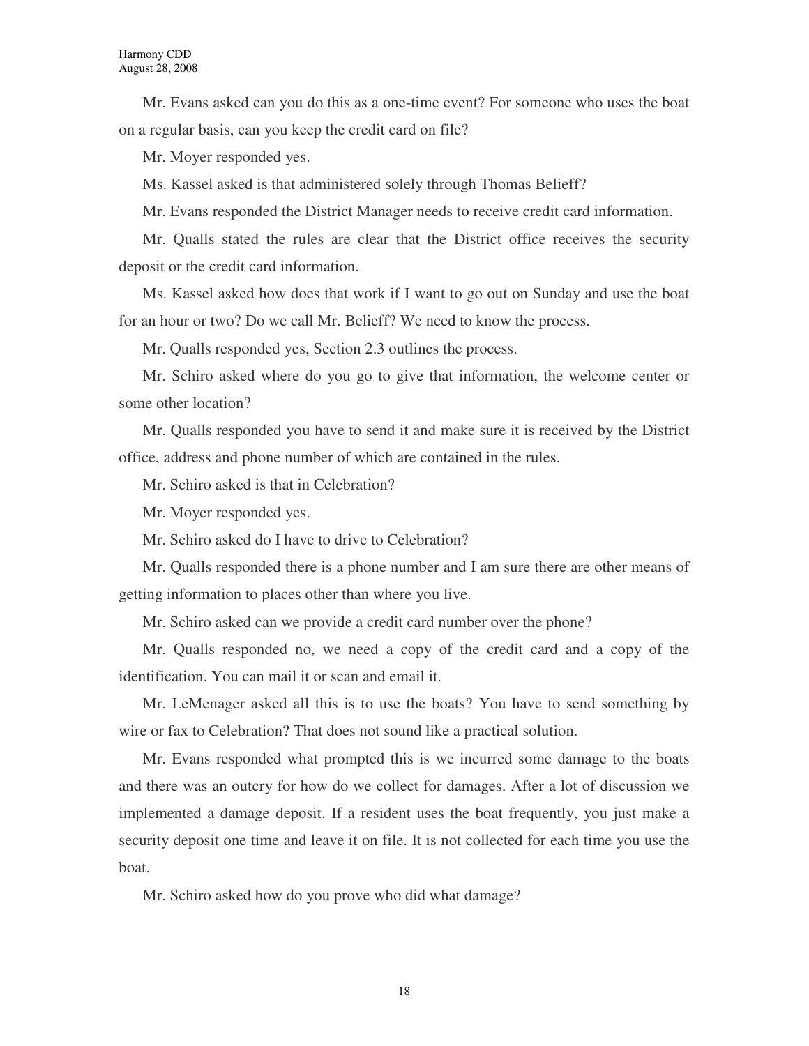Mr. Evans asked can you do this as a one-time event? For someone who uses the boat on a regular basis, can you keep the credit card on file?

Mr. Moyer responded yes.

Ms. Kassel asked is that administered solely through Thomas Belieff?

Mr. Evans responded the District Manager needs to receive credit card information.

Mr. Qualls stated the rules are clear that the District office receives the security deposit or the credit card information.

Ms. Kassel asked how does that work if I want to go out on Sunday and use the boat for an hour or two? Do we call Mr. Belieff? We need to know the process.

Mr. Qualls responded yes, Section 2.3 outlines the process.

Mr. Schiro asked where do you go to give that information, the welcome center or some other location?

Mr. Qualls responded you have to send it and make sure it is received by the District office, address and phone number of which are contained in the rules.

Mr. Schiro asked is that in Celebration?

Mr. Moyer responded yes.

Mr. Schiro asked do I have to drive to Celebration?

Mr. Qualls responded there is a phone number and I am sure there are other means of getting information to places other than where you live.

Mr. Schiro asked can we provide a credit card number over the phone?

Mr. Qualls responded no, we need a copy of the credit card and a copy of the identification. You can mail it or scan and email it.

Mr. LeMenager asked all this is to use the boats? You have to send something by wire or fax to Celebration? That does not sound like a practical solution.

Mr. Evans responded what prompted this is we incurred some damage to the boats and there was an outcry for how do we collect for damages. After a lot of discussion we implemented a damage deposit. If a resident uses the boat frequently, you just make a security deposit one time and leave it on file. It is not collected for each time you use the boat.

Mr. Schiro asked how do you prove who did what damage?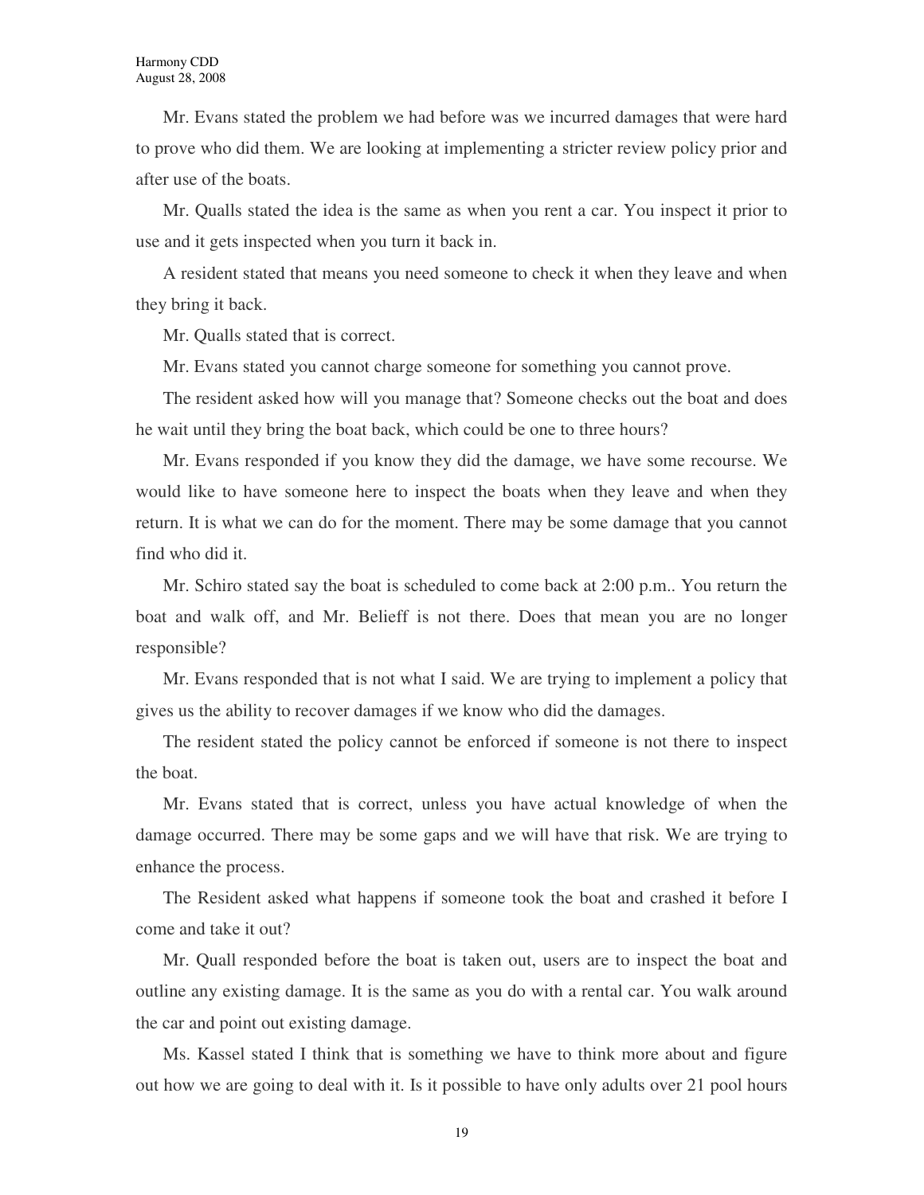Mr. Evans stated the problem we had before was we incurred damages that were hard to prove who did them. We are looking at implementing a stricter review policy prior and after use of the boats.

Mr. Qualls stated the idea is the same as when you rent a car. You inspect it prior to use and it gets inspected when you turn it back in.

A resident stated that means you need someone to check it when they leave and when they bring it back.

Mr. Qualls stated that is correct.

Mr. Evans stated you cannot charge someone for something you cannot prove.

The resident asked how will you manage that? Someone checks out the boat and does he wait until they bring the boat back, which could be one to three hours?

Mr. Evans responded if you know they did the damage, we have some recourse. We would like to have someone here to inspect the boats when they leave and when they return. It is what we can do for the moment. There may be some damage that you cannot find who did it.

Mr. Schiro stated say the boat is scheduled to come back at 2:00 p.m.. You return the boat and walk off, and Mr. Belieff is not there. Does that mean you are no longer responsible?

Mr. Evans responded that is not what I said. We are trying to implement a policy that gives us the ability to recover damages if we know who did the damages.

The resident stated the policy cannot be enforced if someone is not there to inspect the boat.

Mr. Evans stated that is correct, unless you have actual knowledge of when the damage occurred. There may be some gaps and we will have that risk. We are trying to enhance the process.

The Resident asked what happens if someone took the boat and crashed it before I come and take it out?

Mr. Quall responded before the boat is taken out, users are to inspect the boat and outline any existing damage. It is the same as you do with a rental car. You walk around the car and point out existing damage.

Ms. Kassel stated I think that is something we have to think more about and figure out how we are going to deal with it. Is it possible to have only adults over 21 pool hours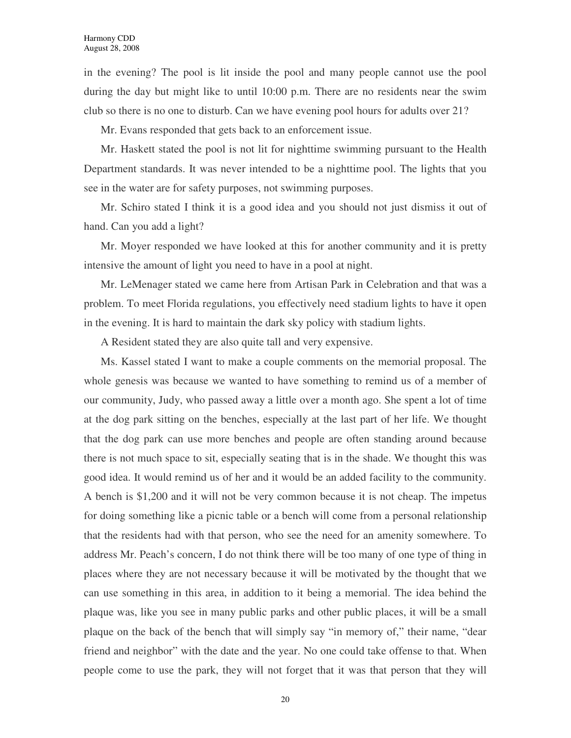in the evening? The pool is lit inside the pool and many people cannot use the pool during the day but might like to until 10:00 p.m. There are no residents near the swim club so there is no one to disturb. Can we have evening pool hours for adults over 21?

Mr. Evans responded that gets back to an enforcement issue.

Mr. Haskett stated the pool is not lit for nighttime swimming pursuant to the Health Department standards. It was never intended to be a nighttime pool. The lights that you see in the water are for safety purposes, not swimming purposes.

Mr. Schiro stated I think it is a good idea and you should not just dismiss it out of hand. Can you add a light?

Mr. Moyer responded we have looked at this for another community and it is pretty intensive the amount of light you need to have in a pool at night.

Mr. LeMenager stated we came here from Artisan Park in Celebration and that was a problem. To meet Florida regulations, you effectively need stadium lights to have it open in the evening. It is hard to maintain the dark sky policy with stadium lights.

A Resident stated they are also quite tall and very expensive.

Ms. Kassel stated I want to make a couple comments on the memorial proposal. The whole genesis was because we wanted to have something to remind us of a member of our community, Judy, who passed away a little over a month ago. She spent a lot of time at the dog park sitting on the benches, especially at the last part of her life. We thought that the dog park can use more benches and people are often standing around because there is not much space to sit, especially seating that is in the shade. We thought this was good idea. It would remind us of her and it would be an added facility to the community. A bench is $1,200 and it will not be very common because it is not cheap. The impetus for doing something like a picnic table or a bench will come from a personal relationship that the residents had with that person, who see the need for an amenity somewhere. To address Mr. Peach's concern, I do not think there will be too many of one type of thing in places where they are not necessary because it will be motivated by the thought that we can use something in this area, in addition to it being a memorial. The idea behind the plaque was, like you see in many public parks and other public places, it will be a small plaque on the back of the bench that will simply say "in memory of," their name, "dear friend and neighbor" with the date and the year. No one could take offense to that. When people come to use the park, they will not forget that it was that person that they will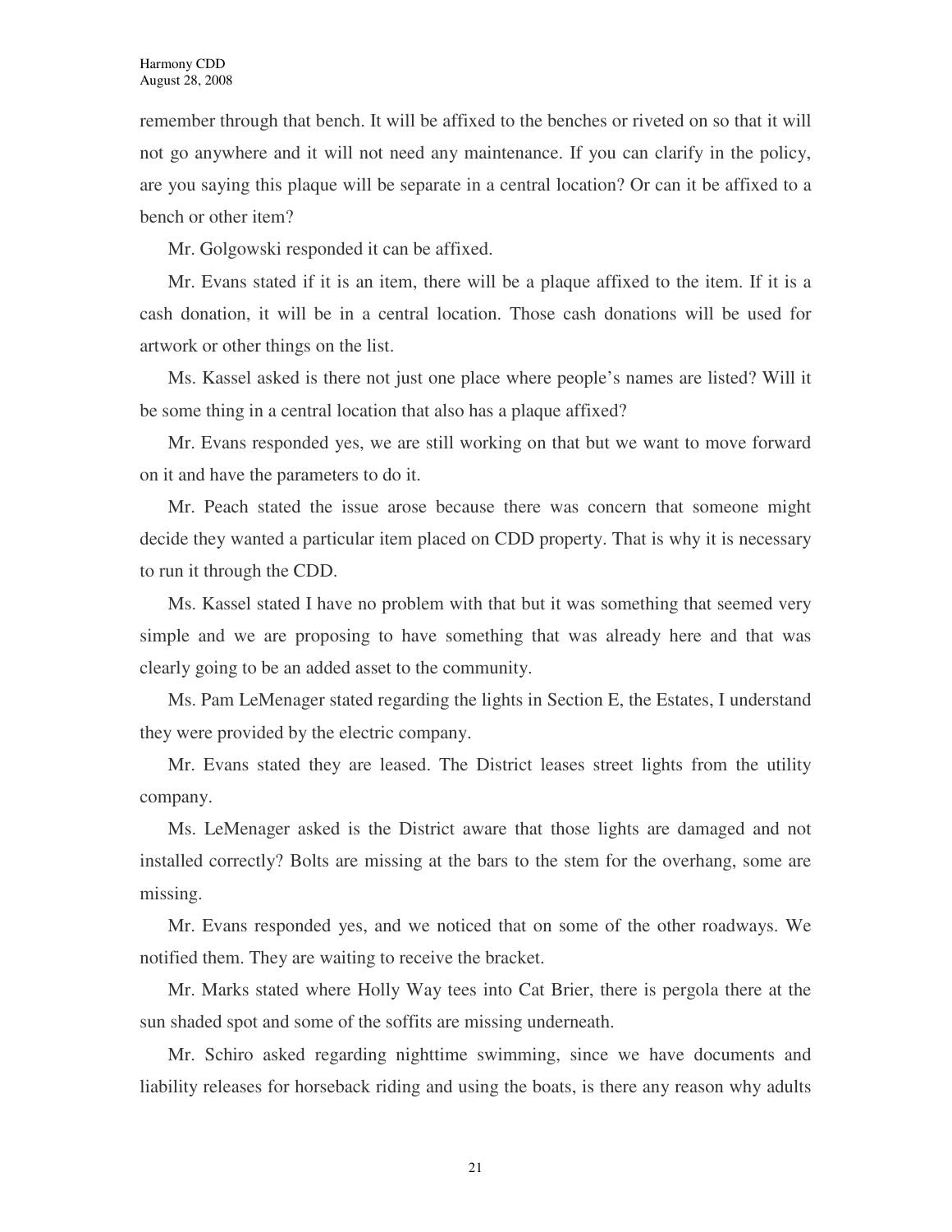remember through that bench. It will be affixed to the benches or riveted on so that it will not go anywhere and it will not need any maintenance. If you can clarify in the policy, are you saying this plaque will be separate in a central location? Or can it be affixed to a bench or other item?

Mr. Golgowski responded it can be affixed.

Mr. Evans stated if it is an item, there will be a plaque affixed to the item. If it is a cash donation, it will be in a central location. Those cash donations will be used for artwork or other things on the list.

Ms. Kassel asked is there not just one place where people's names are listed? Will it be some thing in a central location that also has a plaque affixed?

Mr. Evans responded yes, we are still working on that but we want to move forward on it and have the parameters to do it.

Mr. Peach stated the issue arose because there was concern that someone might decide they wanted a particular item placed on CDD property. That is why it is necessary to run it through the CDD.

Ms. Kassel stated I have no problem with that but it was something that seemed very simple and we are proposing to have something that was already here and that was clearly going to be an added asset to the community.

Ms. Pam LeMenager stated regarding the lights in Section E, the Estates, I understand they were provided by the electric company.

Mr. Evans stated they are leased. The District leases street lights from the utility company.

Ms. LeMenager asked is the District aware that those lights are damaged and not installed correctly? Bolts are missing at the bars to the stem for the overhang, some are missing.

Mr. Evans responded yes, and we noticed that on some of the other roadways. We notified them. They are waiting to receive the bracket.

Mr. Marks stated where Holly Way tees into Cat Brier, there is pergola there at the sun shaded spot and some of the soffits are missing underneath.

Mr. Schiro asked regarding nighttime swimming, since we have documents and liability releases for horseback riding and using the boats, is there any reason why adults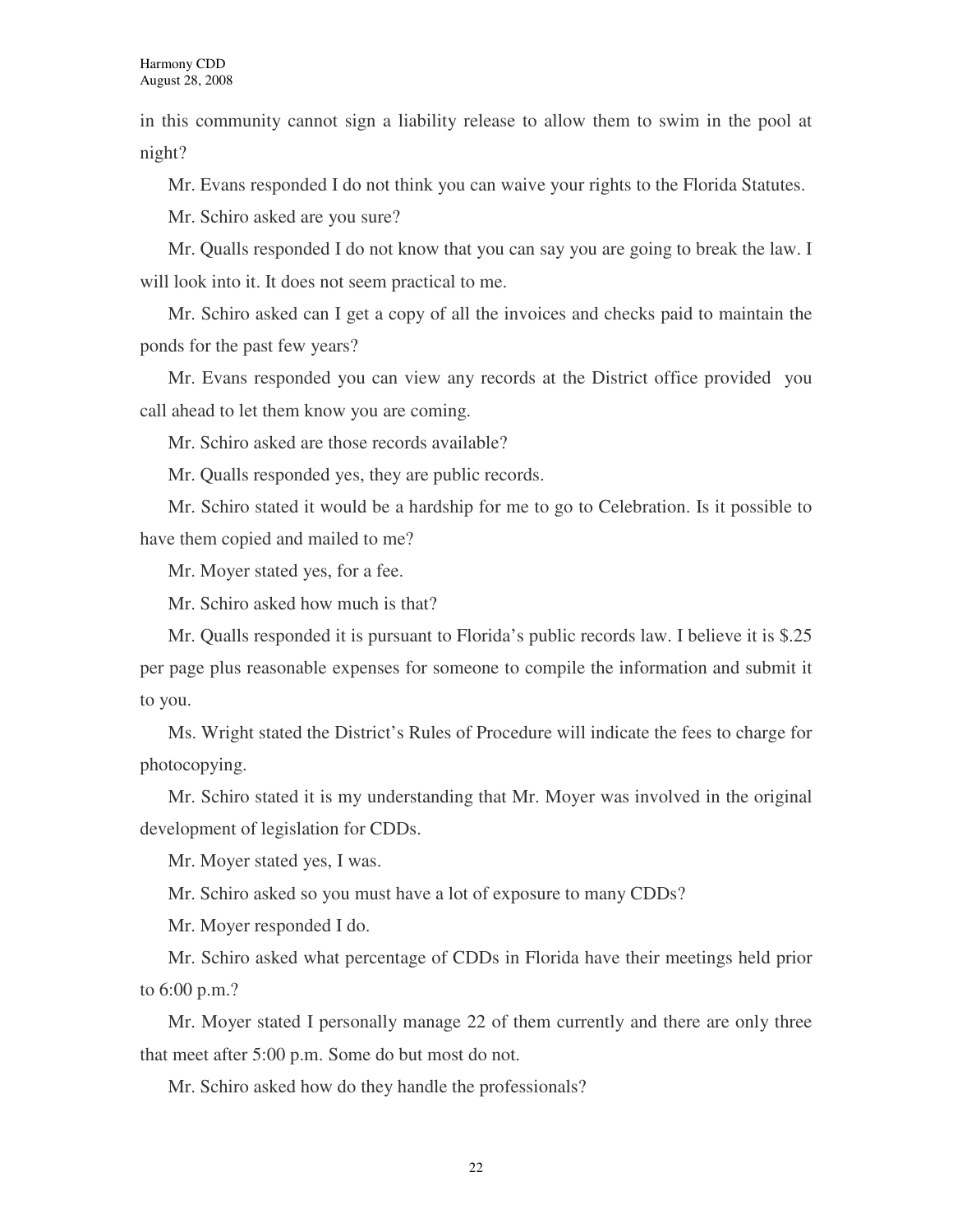in this community cannot sign a liability release to allow them to swim in the pool at night?

Mr. Evans responded I do not think you can waive your rights to the Florida Statutes.

Mr. Schiro asked are you sure?

Mr. Qualls responded I do not know that you can say you are going to break the law. I will look into it. It does not seem practical to me.

Mr. Schiro asked can I get a copy of all the invoices and checks paid to maintain the ponds for the past few years?

Mr. Evans responded you can view any records at the District office provided you call ahead to let them know you are coming.

Mr. Schiro asked are those records available?

Mr. Qualls responded yes, they are public records.

Mr. Schiro stated it would be a hardship for me to go to Celebration. Is it possible to have them copied and mailed to me?

Mr. Moyer stated yes, for a fee.

Mr. Schiro asked how much is that?

Mr. Qualls responded it is pursuant to Florida's public records law. I believe it is $.25 per page plus reasonable expenses for someone to compile the information and submit it to you.

Ms. Wright stated the District's Rules of Procedure will indicate the fees to charge for photocopying.

Mr. Schiro stated it is my understanding that Mr. Moyer was involved in the original development of legislation for CDDs.

Mr. Moyer stated yes, I was.

Mr. Schiro asked so you must have a lot of exposure to many CDDs?

Mr. Moyer responded I do.

Mr. Schiro asked what percentage of CDDs in Florida have their meetings held prior to 6:00 p.m.?

Mr. Moyer stated I personally manage 22 of them currently and there are only three that meet after 5:00 p.m. Some do but most do not.

Mr. Schiro asked how do they handle the professionals?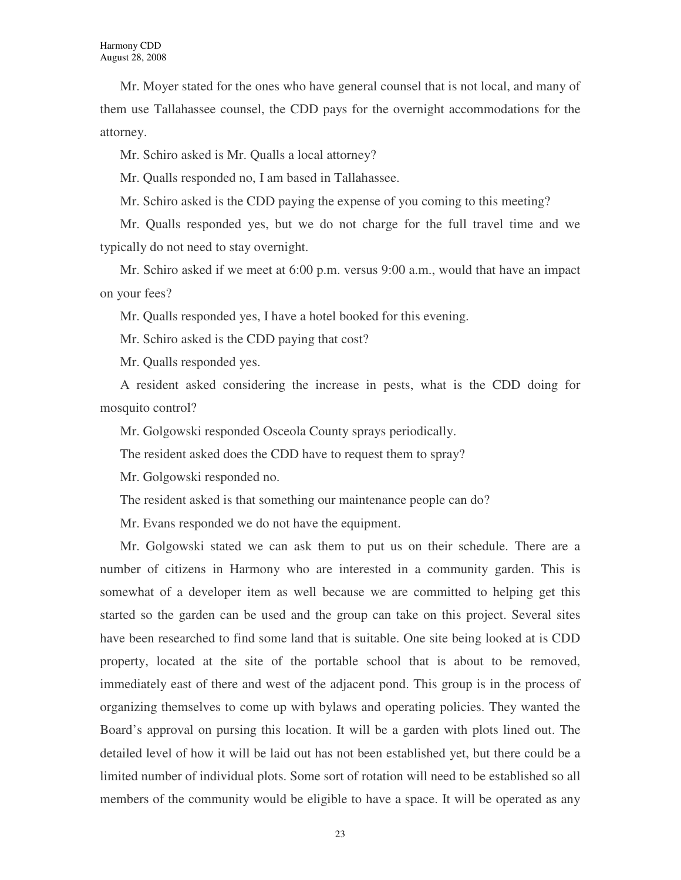Mr. Moyer stated for the ones who have general counsel that is not local, and many of them use Tallahassee counsel, the CDD pays for the overnight accommodations for the attorney.

Mr. Schiro asked is Mr. Qualls a local attorney?

Mr. Qualls responded no, I am based in Tallahassee.

Mr. Schiro asked is the CDD paying the expense of you coming to this meeting?

Mr. Qualls responded yes, but we do not charge for the full travel time and we typically do not need to stay overnight.

Mr. Schiro asked if we meet at 6:00 p.m. versus 9:00 a.m., would that have an impact on your fees?

Mr. Qualls responded yes, I have a hotel booked for this evening.

Mr. Schiro asked is the CDD paying that cost?

Mr. Qualls responded yes.

A resident asked considering the increase in pests, what is the CDD doing for mosquito control?

Mr. Golgowski responded Osceola County sprays periodically.

The resident asked does the CDD have to request them to spray?

Mr. Golgowski responded no.

The resident asked is that something our maintenance people can do?

Mr. Evans responded we do not have the equipment.

Mr. Golgowski stated we can ask them to put us on their schedule. There are a number of citizens in Harmony who are interested in a community garden. This is somewhat of a developer item as well because we are committed to helping get this started so the garden can be used and the group can take on this project. Several sites have been researched to find some land that is suitable. One site being looked at is CDD property, located at the site of the portable school that is about to be removed, immediately east of there and west of the adjacent pond. This group is in the process of organizing themselves to come up with bylaws and operating policies. They wanted the Board's approval on pursing this location. It will be a garden with plots lined out. The detailed level of how it will be laid out has not been established yet, but there could be a limited number of individual plots. Some sort of rotation will need to be established so all members of the community would be eligible to have a space. It will be operated as any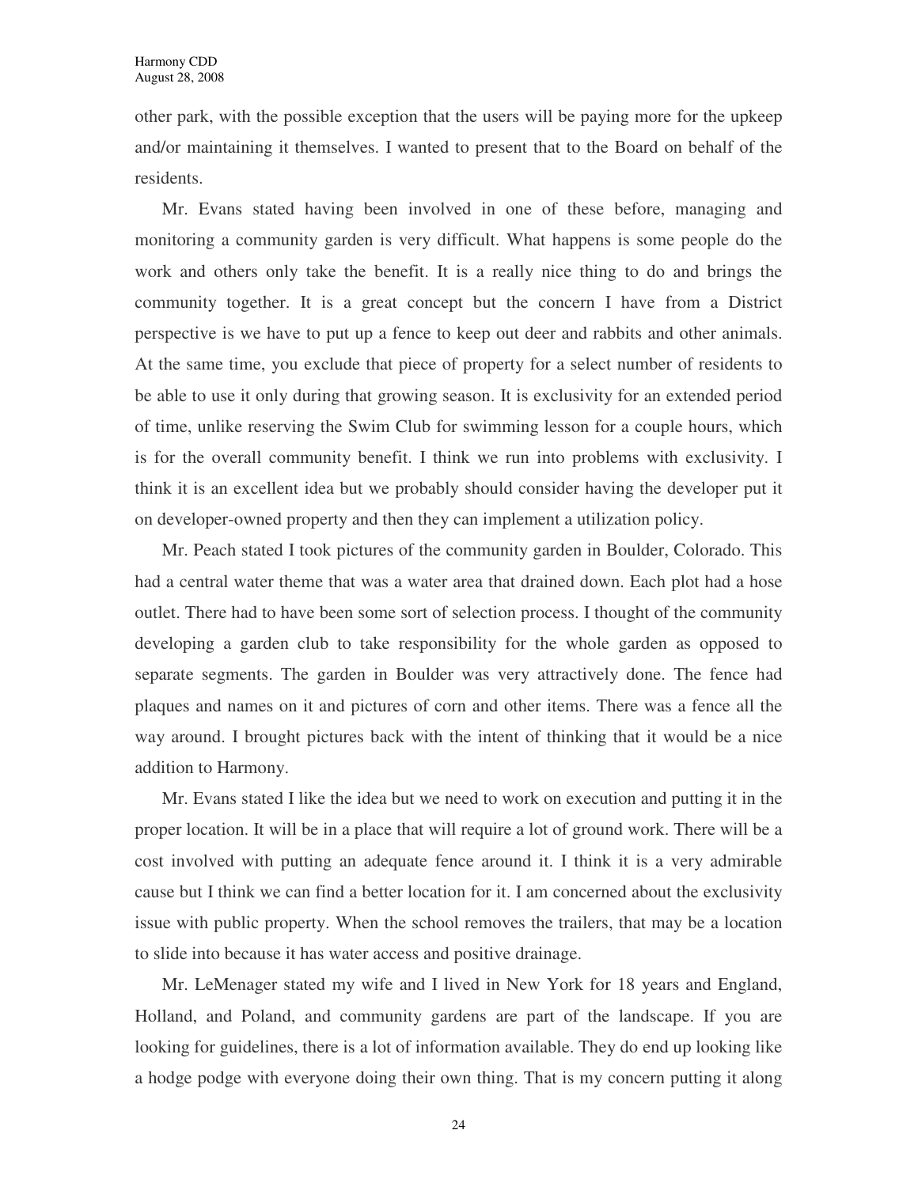other park, with the possible exception that the users will be paying more for the upkeep and/or maintaining it themselves. I wanted to present that to the Board on behalf of the residents.

Mr. Evans stated having been involved in one of these before, managing and monitoring a community garden is very difficult. What happens is some people do the work and others only take the benefit. It is a really nice thing to do and brings the community together. It is a great concept but the concern I have from a District perspective is we have to put up a fence to keep out deer and rabbits and other animals. At the same time, you exclude that piece of property for a select number of residents to be able to use it only during that growing season. It is exclusivity for an extended period of time, unlike reserving the Swim Club for swimming lesson for a couple hours, which is for the overall community benefit. I think we run into problems with exclusivity. I think it is an excellent idea but we probably should consider having the developer put it on developer-owned property and then they can implement a utilization policy.

Mr. Peach stated I took pictures of the community garden in Boulder, Colorado. This had a central water theme that was a water area that drained down. Each plot had a hose outlet. There had to have been some sort of selection process. I thought of the community developing a garden club to take responsibility for the whole garden as opposed to separate segments. The garden in Boulder was very attractively done. The fence had plaques and names on it and pictures of corn and other items. There was a fence all the way around. I brought pictures back with the intent of thinking that it would be a nice addition to Harmony.

Mr. Evans stated I like the idea but we need to work on execution and putting it in the proper location. It will be in a place that will require a lot of ground work. There will be a cost involved with putting an adequate fence around it. I think it is a very admirable cause but I think we can find a better location for it. I am concerned about the exclusivity issue with public property. When the school removes the trailers, that may be a location to slide into because it has water access and positive drainage.

Mr. LeMenager stated my wife and I lived in New York for 18 years and England, Holland, and Poland, and community gardens are part of the landscape. If you are looking for guidelines, there is a lot of information available. They do end up looking like a hodge podge with everyone doing their own thing. That is my concern putting it along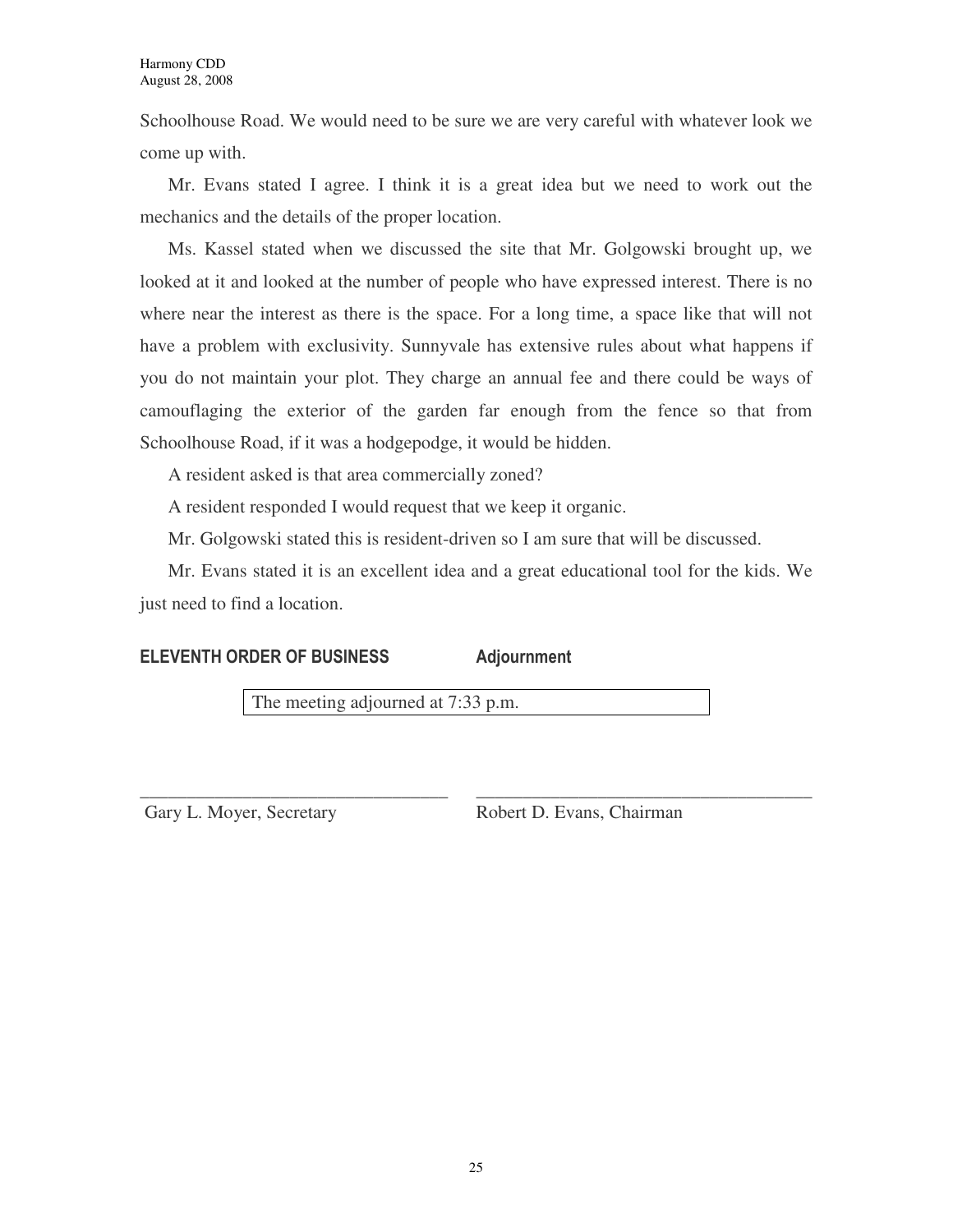Schoolhouse Road. We would need to be sure we are very careful with whatever look we come up with.

Mr. Evans stated I agree. I think it is a great idea but we need to work out the mechanics and the details of the proper location.

Ms. Kassel stated when we discussed the site that Mr. Golgowski brought up, we looked at it and looked at the number of people who have expressed interest. There is no where near the interest as there is the space. For a long time, a space like that will not have a problem with exclusivity. Sunnyvale has extensive rules about what happens if you do not maintain your plot. They charge an annual fee and there could be ways of camouflaging the exterior of the garden far enough from the fence so that from Schoolhouse Road, if it was a hodgepodge, it would be hidden.

A resident asked is that area commercially zoned?

A resident responded I would request that we keep it organic.

Mr. Golgowski stated this is resident-driven so I am sure that will be discussed.

Mr. Evans stated it is an excellent idea and a great educational tool for the kids. We just need to find a location.

## ELEVENTH ORDER OF BUSINESS Adjournment

The meeting adjourned at 7:33 p.m.

\_\_\_\_\_\_\_\_\_\_\_\_\_\_\_\_\_\_\_\_\_\_\_\_\_\_\_\_\_\_\_\_\_\_
Gary L. Moyer, Secretary

\_\_\_\_\_\_\_\_\_\_\_\_\_\_\_\_\_\_\_\_\_\_\_\_\_\_\_\_\_\_\_\_\_\_
Robert D. Evans, Chairman